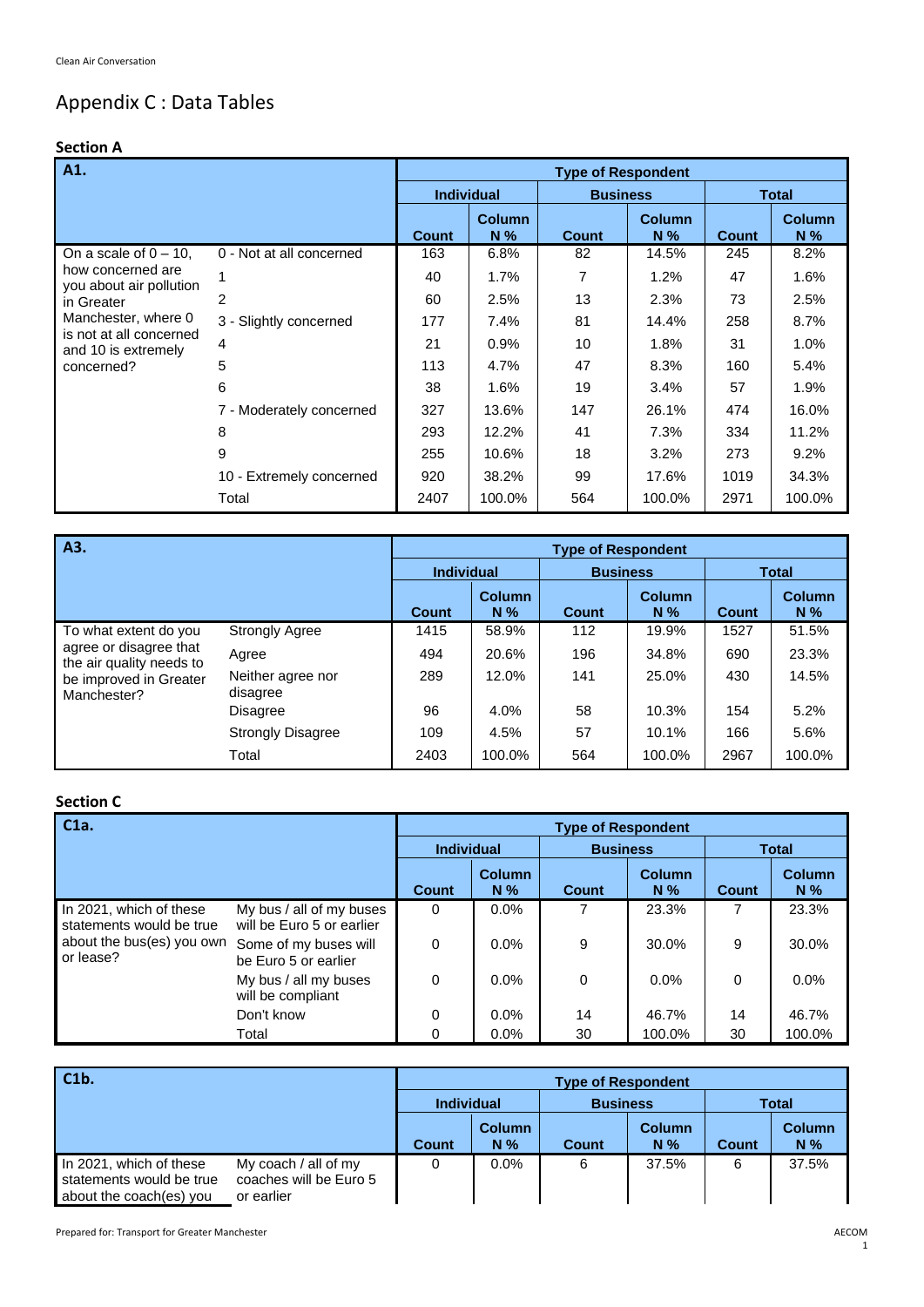# Appendix C : Data Tables

## Section A

| A1. | | Type of Respondent | | | | | |
|---|---|---|---|---|---|---|---|
| | | Individual | | Business | | Total | |
| | | Count | Column N % | Count | Column N % | Count | Column N % |
| On a scale of 0 – 10, how concerned are you about air pollution in Greater Manchester, where 0 is not at all concerned and 10 is extremely concerned? | 0 - Not at all concerned | 163 | 6.8% | 82 | 14.5% | 245 | 8.2% |
| | 1 | 40 | 1.7% | 7 | 1.2% | 47 | 1.6% |
| | 2 | 60 | 2.5% | 13 | 2.3% | 73 | 2.5% |
| | 3 - Slightly concerned | 177 | 7.4% | 81 | 14.4% | 258 | 8.7% |
| | 4 | 21 | 0.9% | 10 | 1.8% | 31 | 1.0% |
| | 5 | 113 | 4.7% | 47 | 8.3% | 160 | 5.4% |
| | 6 | 38 | 1.6% | 19 | 3.4% | 57 | 1.9% |
| | 7 - Moderately concerned | 327 | 13.6% | 147 | 26.1% | 474 | 16.0% |
| | 8 | 293 | 12.2% | 41 | 7.3% | 334 | 11.2% |
| | 9 | 255 | 10.6% | 18 | 3.2% | 273 | 9.2% |
| | 10 - Extremely concerned | 920 | 38.2% | 99 | 17.6% | 1019 | 34.3% |
| | Total | 2407 | 100.0% | 564 | 100.0% | 2971 | 100.0% |

| A3. | | Type of Respondent | | | | | |
|---|---|---|---|---|---|---|---|
| | | Individual | | Business | | Total | |
| | | Count | Column N % | Count | Column N % | Count | Column N % |
| To what extent do you agree or disagree that the air quality needs to be improved in Greater Manchester? | Strongly Agree | 1415 | 58.9% | 112 | 19.9% | 1527 | 51.5% |
| | Agree | 494 | 20.6% | 196 | 34.8% | 690 | 23.3% |
| | Neither agree nor disagree | 289 | 12.0% | 141 | 25.0% | 430 | 14.5% |
| | Disagree | 96 | 4.0% | 58 | 10.3% | 154 | 5.2% |
| | Strongly Disagree | 109 | 4.5% | 57 | 10.1% | 166 | 5.6% |
| | Total | 2403 | 100.0% | 564 | 100.0% | 2967 | 100.0% |

## Section C

| C1a. | | Type of Respondent | | | | | |
|---|---|---|---|---|---|---|---|
| | | Individual | | Business | | Total | |
| | | Count | Column N % | Count | Column N % | Count | Column N % |
| In 2021, which of these statements would be true about the bus(es) you own or lease? | My bus / all of my buses will be Euro 5 or earlier | 0 | 0.0% | 7 | 23.3% | 7 | 23.3% |
| | Some of my buses will be Euro 5 or earlier | 0 | 0.0% | 9 | 30.0% | 9 | 30.0% |
| | My bus / all my buses will be compliant | 0 | 0.0% | 0 | 0.0% | 0 | 0.0% |
| | Don't know | 0 | 0.0% | 14 | 46.7% | 14 | 46.7% |
| | Total | 0 | 0.0% | 30 | 100.0% | 30 | 100.0% |

| C1b. | | Type of Respondent | | | | | |
|---|---|---|---|---|---|---|---|
| | | Individual | | Business | | Total | |
| | | Count | Column N % | Count | Column N % | Count | Column N % |
| In 2021, which of these statements would be true about the coach(es) you | My coach / all of my coaches will be Euro 5 or earlier | 0 | 0.0% | 6 | 37.5% | 6 | 37.5% |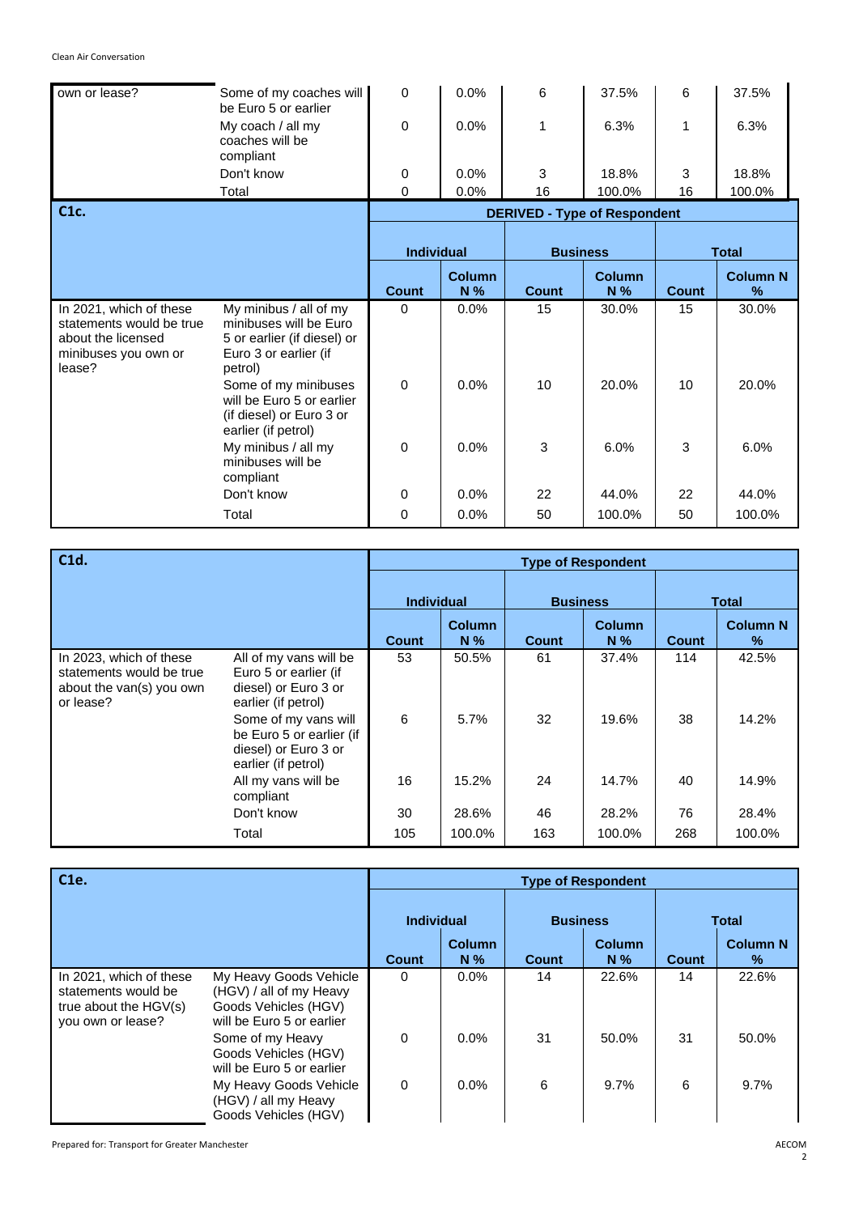| own or lease? | Some of my coaches will be Euro 5 or earlier | 0 | 0.0% | 6 | 37.5% | 6 | 37.5% |
|---|---|---|---|---|---|---|---|
| | My coach / all my coaches will be compliant | 0 | 0.0% | 1 | 6.3% | 1 | 6.3% |
| | Don't know | 0 | 0.0% | 3 | 18.8% | 3 | 18.8% |
| | Total | 0 | 0.0% | 16 | 100.0% | 16 | 100.0% |

| C1c. | | DERIVED - Type of Respondent | | | | | |
|---|---|---|---|---|---|---|---|
| | | Individual | | Business | | Total | |
| | | Count | Column N % | Count | Column N % | Count | Column N % |
| In 2021, which of these statements would be true about the licensed minibuses you own or lease? | My minibus / all of my minibuses will be Euro 5 or earlier (if diesel) or Euro 3 or earlier (if petrol) | 0 | 0.0% | 15 | 30.0% | 15 | 30.0% |
| | Some of my minibuses will be Euro 5 or earlier (if diesel) or Euro 3 or earlier (if petrol) | 0 | 0.0% | 10 | 20.0% | 10 | 20.0% |
| | My minibus / all my minibuses will be compliant | 0 | 0.0% | 3 | 6.0% | 3 | 6.0% |
| | Don't know | 0 | 0.0% | 22 | 44.0% | 22 | 44.0% |
| | Total | 0 | 0.0% | 50 | 100.0% | 50 | 100.0% |

| C1d. | | Type of Respondent | | | | | |
|---|---|---|---|---|---|---|---|
| | | Individual | | Business | | Total | |
| | | Count | Column N % | Count | Column N % | Count | Column N % |
| In 2023, which of these statements would be true about the van(s) you own or lease? | All of my vans will be Euro 5 or earlier (if diesel) or Euro 3 or earlier (if petrol) | 53 | 50.5% | 61 | 37.4% | 114 | 42.5% |
| | Some of my vans will be Euro 5 or earlier (if diesel) or Euro 3 or earlier (if petrol) | 6 | 5.7% | 32 | 19.6% | 38 | 14.2% |
| | All my vans will be compliant | 16 | 15.2% | 24 | 14.7% | 40 | 14.9% |
| | Don't know | 30 | 28.6% | 46 | 28.2% | 76 | 28.4% |
| | Total | 105 | 100.0% | 163 | 100.0% | 268 | 100.0% |

| C1e. | | Type of Respondent | | | | | |
|---|---|---|---|---|---|---|---|
| | | Individual | | Business | | Total | |
| | | Count | Column N % | Count | Column N % | Count | Column N % |
| In 2021, which of these statements would be true about the HGV(s) you own or lease? | My Heavy Goods Vehicle (HGV) / all of my Heavy Goods Vehicles (HGV) will be Euro 5 or earlier | 0 | 0.0% | 14 | 22.6% | 14 | 22.6% |
| | Some of my Heavy Goods Vehicles (HGV) will be Euro 5 or earlier | 0 | 0.0% | 31 | 50.0% | 31 | 50.0% |
| | My Heavy Goods Vehicle (HGV) / all my Heavy Goods Vehicles (HGV) | 0 | 0.0% | 6 | 9.7% | 6 | 9.7% |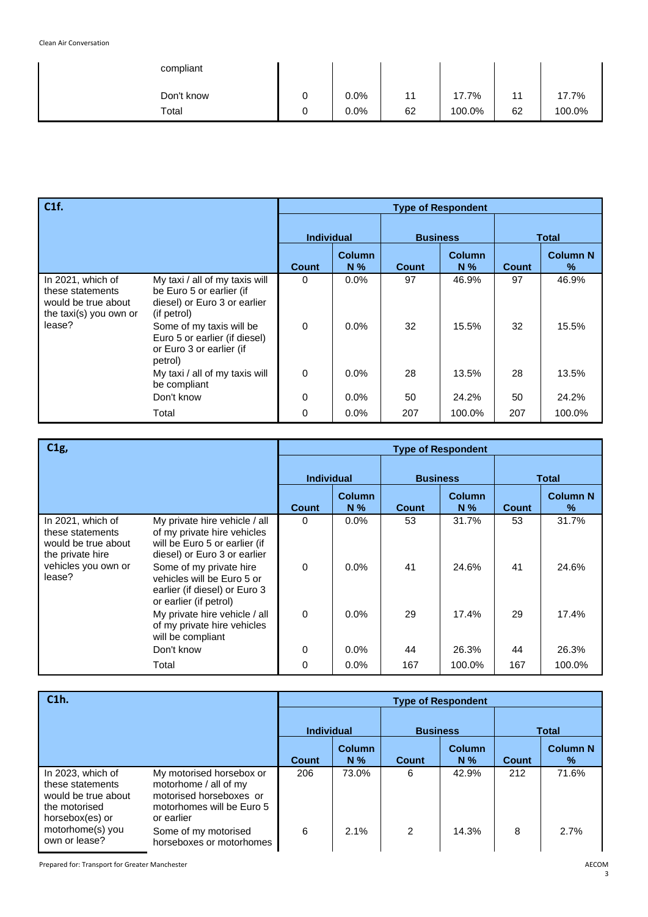| | | Count | Column N % | Count | Column N % | Count | Column N % |
|---|---|---|---|---|---|---|---|
| | compliant | | | | | | |
| | Don't know | 0 | 0.0% | 11 | 17.7% | 11 | 17.7% |
| | Total | 0 | 0.0% | 62 | 100.0% | 62 | 100.0% |

| C1f. | | Type of Respondent | | | | | |
|---|---|---|---|---|---|---|---|
| | | Individual | | Business | | Total | |
| | | Count | Column N % | Count | Column N % | Count | Column N % |
| In 2021, which of these statements would be true about the taxi(s) you own or lease? | My taxi / all of my taxis will be Euro 5 or earlier (if diesel) or Euro 3 or earlier (if petrol) | 0 | 0.0% | 97 | 46.9% | 97 | 46.9% |
| | Some of my taxis will be Euro 5 or earlier (if diesel) or Euro 3 or earlier (if petrol) | 0 | 0.0% | 32 | 15.5% | 32 | 15.5% |
| | My taxi / all of my taxis will be compliant | 0 | 0.0% | 28 | 13.5% | 28 | 13.5% |
| | Don't know | 0 | 0.0% | 50 | 24.2% | 50 | 24.2% |
| | Total | 0 | 0.0% | 207 | 100.0% | 207 | 100.0% |

| C1g, | | Type of Respondent | | | | | |
|---|---|---|---|---|---|---|---|
| | | Individual | | Business | | Total | |
| | | Count | Column N % | Count | Column N % | Count | Column N % |
| In 2021, which of these statements would be true about the private hire vehicles you own or lease? | My private hire vehicle / all of my private hire vehicles will be Euro 5 or earlier (if diesel) or Euro 3 or earlier | 0 | 0.0% | 53 | 31.7% | 53 | 31.7% |
| | Some of my private hire vehicles will be Euro 5 or earlier (if diesel) or Euro 3 or earlier (if petrol) | 0 | 0.0% | 41 | 24.6% | 41 | 24.6% |
| | My private hire vehicle / all of my private hire vehicles will be compliant | 0 | 0.0% | 29 | 17.4% | 29 | 17.4% |
| | Don't know | 0 | 0.0% | 44 | 26.3% | 44 | 26.3% |
| | Total | 0 | 0.0% | 167 | 100.0% | 167 | 100.0% |

| C1h. | | Type of Respondent | | | | | |
|---|---|---|---|---|---|---|---|
| | | Individual | | Business | | Total | |
| | | Count | Column N % | Count | Column N % | Count | Column N % |
| In 2023, which of these statements would be true about the motorised horsebox(es) or motorhome(s) you own or lease? | My motorised horsebox or motorhome / all of my motorised horseboxes or motorhomes will be Euro 5 or earlier | 206 | 73.0% | 6 | 42.9% | 212 | 71.6% |
| | Some of my motorised horseboxes or motorhomes | 6 | 2.1% | 2 | 14.3% | 8 | 2.7% |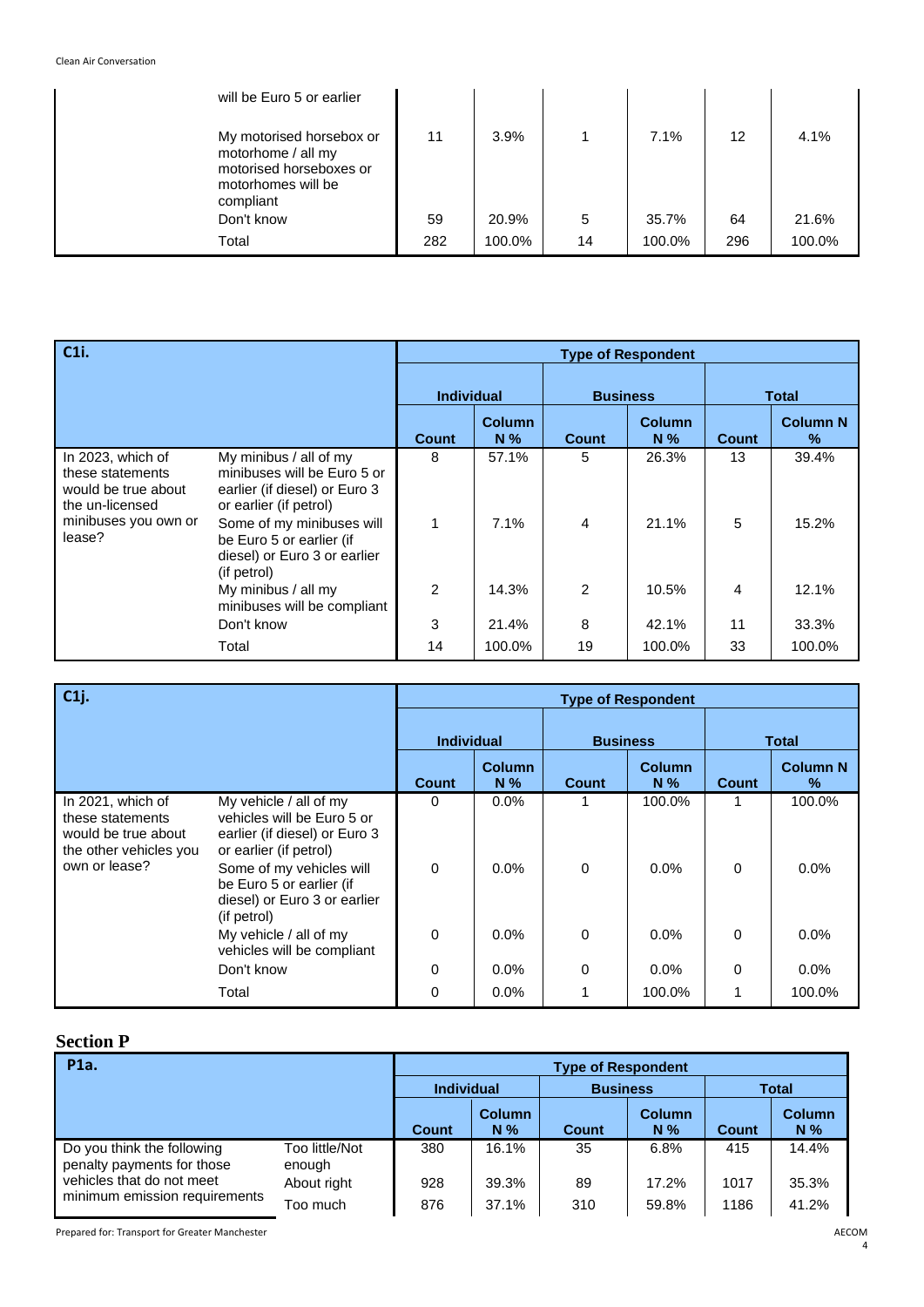| | | | | | | | |
|---|---|---|---|---|---|---|---|
| | will be Euro 5 or earlier | | | | | | |
| | My motorised horsebox or motorhome / all my motorised horseboxes or motorhomes will be compliant | 11 | 3.9% | 1 | 7.1% | 12 | 4.1% |
| | Don't know | 59 | 20.9% | 5 | 35.7% | 64 | 21.6% |
| | Total | 282 | 100.0% | 14 | 100.0% | 296 | 100.0% |

| C1i. | | Type of Respondent | | | | | |
|---|---|---|---|---|---|---|---|
| | | Individual | | Business | | Total | |
| | | Count | Column N % | Count | Column N % | Count | Column N % |
| In 2023, which of these statements would be true about the un-licensed minibuses you own or lease? | My minibus / all of my minibuses will be Euro 5 or earlier (if diesel) or Euro 3 or earlier (if petrol) | 8 | 57.1% | 5 | 26.3% | 13 | 39.4% |
| | Some of my minibuses will be Euro 5 or earlier (if diesel) or Euro 3 or earlier (if petrol) | 1 | 7.1% | 4 | 21.1% | 5 | 15.2% |
| | My minibus / all my minibuses will be compliant | 2 | 14.3% | 2 | 10.5% | 4 | 12.1% |
| | Don't know | 3 | 21.4% | 8 | 42.1% | 11 | 33.3% |
| | Total | 14 | 100.0% | 19 | 100.0% | 33 | 100.0% |

| C1j. | | Type of Respondent | | | | | |
|---|---|---|---|---|---|---|---|
| | | Individual | | Business | | Total | |
| | | Count | Column N % | Count | Column N % | Count | Column N % |
| In 2021, which of these statements would be true about the other vehicles you own or lease? | My vehicle / all of my vehicles will be Euro 5 or earlier (if diesel) or Euro 3 or earlier (if petrol) | 0 | 0.0% | 1 | 100.0% | 1 | 100.0% |
| | Some of my vehicles will be Euro 5 or earlier (if diesel) or Euro 3 or earlier (if petrol) | 0 | 0.0% | 0 | 0.0% | 0 | 0.0% |
| | My vehicle / all of my vehicles will be compliant | 0 | 0.0% | 0 | 0.0% | 0 | 0.0% |
| | Don't know | 0 | 0.0% | 0 | 0.0% | 0 | 0.0% |
| | Total | 0 | 0.0% | 1 | 100.0% | 1 | 100.0% |

## Section P

| P1a. | | Type of Respondent | | | | | |
|---|---|---|---|---|---|---|---|
| | | Individual | | Business | | Total | |
| | | Count | Column N % | Count | Column N % | Count | Column N % |
| Do you think the following penalty payments for those vehicles that do not meet minimum emission requirements | Too little/Not enough | 380 | 16.1% | 35 | 6.8% | 415 | 14.4% |
| | About right | 928 | 39.3% | 89 | 17.2% | 1017 | 35.3% |
| | Too much | 876 | 37.1% | 310 | 59.8% | 1186 | 41.2% |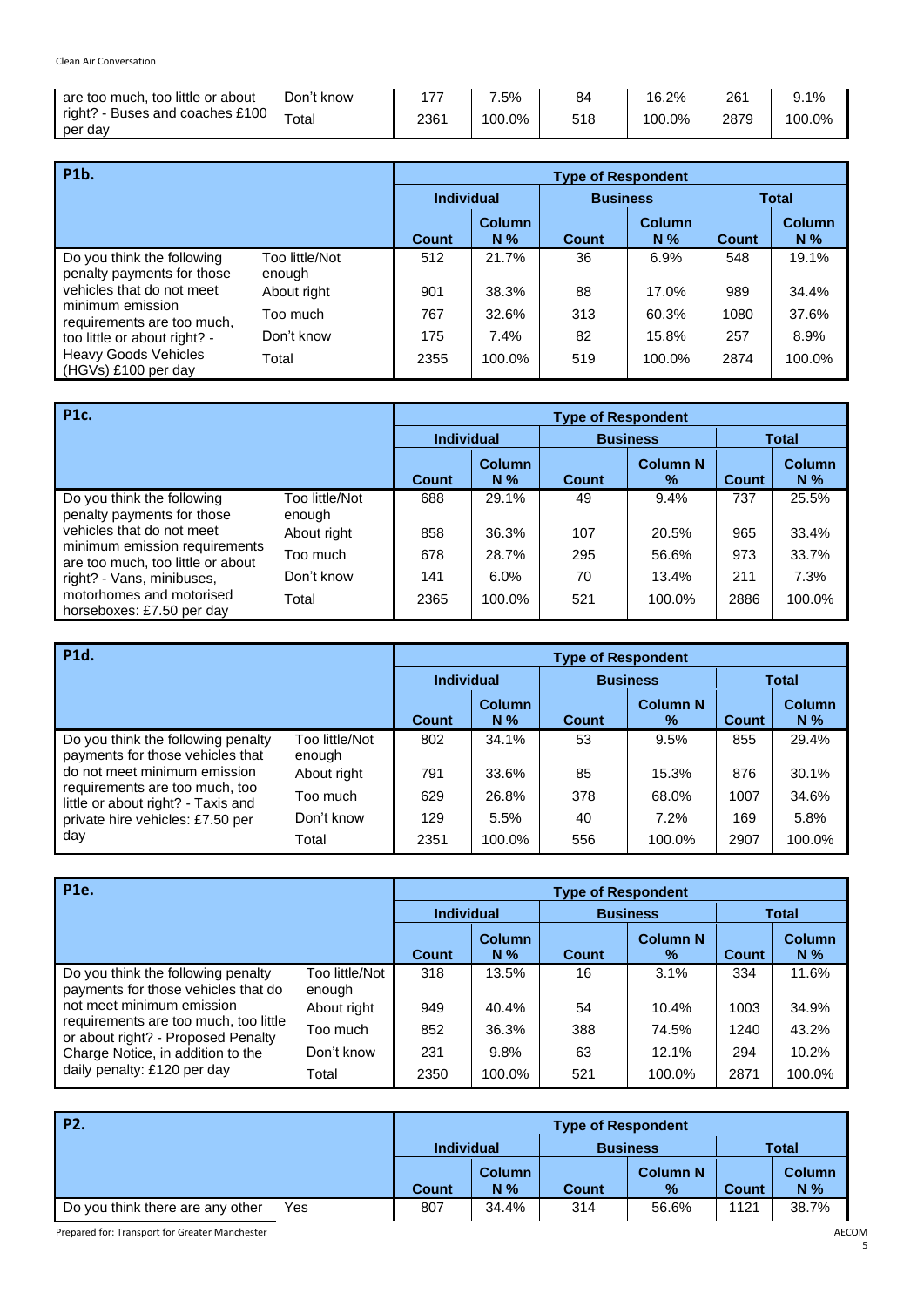| are too much, too little or about right? - Buses and coaches £100 per day | Don't know | 177 | 7.5% | 84 | 16.2% | 261 | 9.1% |
|---|---|---|---|---|---|---|---|
| | Total | 2361 | 100.0% | 518 | 100.0% | 2879 | 100.0% |

| P1b. | | Type of Respondent | | | | | |
|---|---|---|---|---|---|---|---|
| | | Individual | | Business | | Total | |
| | | Count | Column N % | Count | Column N % | Count | Column N % |
| Do you think the following penalty payments for those vehicles that do not meet minimum emission requirements are too much, too little or about right? - Heavy Goods Vehicles (HGVs) £100 per day | Too little/Not enough | 512 | 21.7% | 36 | 6.9% | 548 | 19.1% |
| | About right | 901 | 38.3% | 88 | 17.0% | 989 | 34.4% |
| | Too much | 767 | 32.6% | 313 | 60.3% | 1080 | 37.6% |
| | Don't know | 175 | 7.4% | 82 | 15.8% | 257 | 8.9% |
| | Total | 2355 | 100.0% | 519 | 100.0% | 2874 | 100.0% |

| P1c. | | Type of Respondent | | | | | |
|---|---|---|---|---|---|---|---|
| | | Individual | | Business | | Total | |
| | | Count | Column N % | Count | Column N % | Count | Column N % |
| Do you think the following penalty payments for those vehicles that do not meet minimum emission requirements are too much, too little or about right? - Vans, minibuses, motorhomes and motorised horseboxes: £7.50 per day | Too little/Not enough | 688 | 29.1% | 49 | 9.4% | 737 | 25.5% |
| | About right | 858 | 36.3% | 107 | 20.5% | 965 | 33.4% |
| | Too much | 678 | 28.7% | 295 | 56.6% | 973 | 33.7% |
| | Don't know | 141 | 6.0% | 70 | 13.4% | 211 | 7.3% |
| | Total | 2365 | 100.0% | 521 | 100.0% | 2886 | 100.0% |

| P1d. | | Type of Respondent | | | | | |
|---|---|---|---|---|---|---|---|
| | | Individual | | Business | | Total | |
| | | Count | Column N % | Count | Column N % | Count | Column N % |
| Do you think the following penalty payments for those vehicles that do not meet minimum emission requirements are too much, too little or about right? - Taxis and private hire vehicles: £7.50 per day | Too little/Not enough | 802 | 34.1% | 53 | 9.5% | 855 | 29.4% |
| | About right | 791 | 33.6% | 85 | 15.3% | 876 | 30.1% |
| | Too much | 629 | 26.8% | 378 | 68.0% | 1007 | 34.6% |
| | Don't know | 129 | 5.5% | 40 | 7.2% | 169 | 5.8% |
| | Total | 2351 | 100.0% | 556 | 100.0% | 2907 | 100.0% |

| P1e. | | Type of Respondent | | | | | |
|---|---|---|---|---|---|---|---|
| | | Individual | | Business | | Total | |
| | | Count | Column N % | Count | Column N % | Count | Column N % |
| Do you think the following penalty payments for those vehicles that do not meet minimum emission requirements are too much, too little or about right? - Proposed Penalty Charge Notice, in addition to the daily penalty: £120 per day | Too little/Not enough | 318 | 13.5% | 16 | 3.1% | 334 | 11.6% |
| | About right | 949 | 40.4% | 54 | 10.4% | 1003 | 34.9% |
| | Too much | 852 | 36.3% | 388 | 74.5% | 1240 | 43.2% |
| | Don't know | 231 | 9.8% | 63 | 12.1% | 294 | 10.2% |
| | Total | 2350 | 100.0% | 521 | 100.0% | 2871 | 100.0% |

| P2. | | Type of Respondent | | | | | |
|---|---|---|---|---|---|---|---|
| | | Individual | | Business | | Total | |
| | | Count | Column N % | Count | Column N % | Count | Column N % |
| Do you think there are any other | Yes | 807 | 34.4% | 314 | 56.6% | 1121 | 38.7% |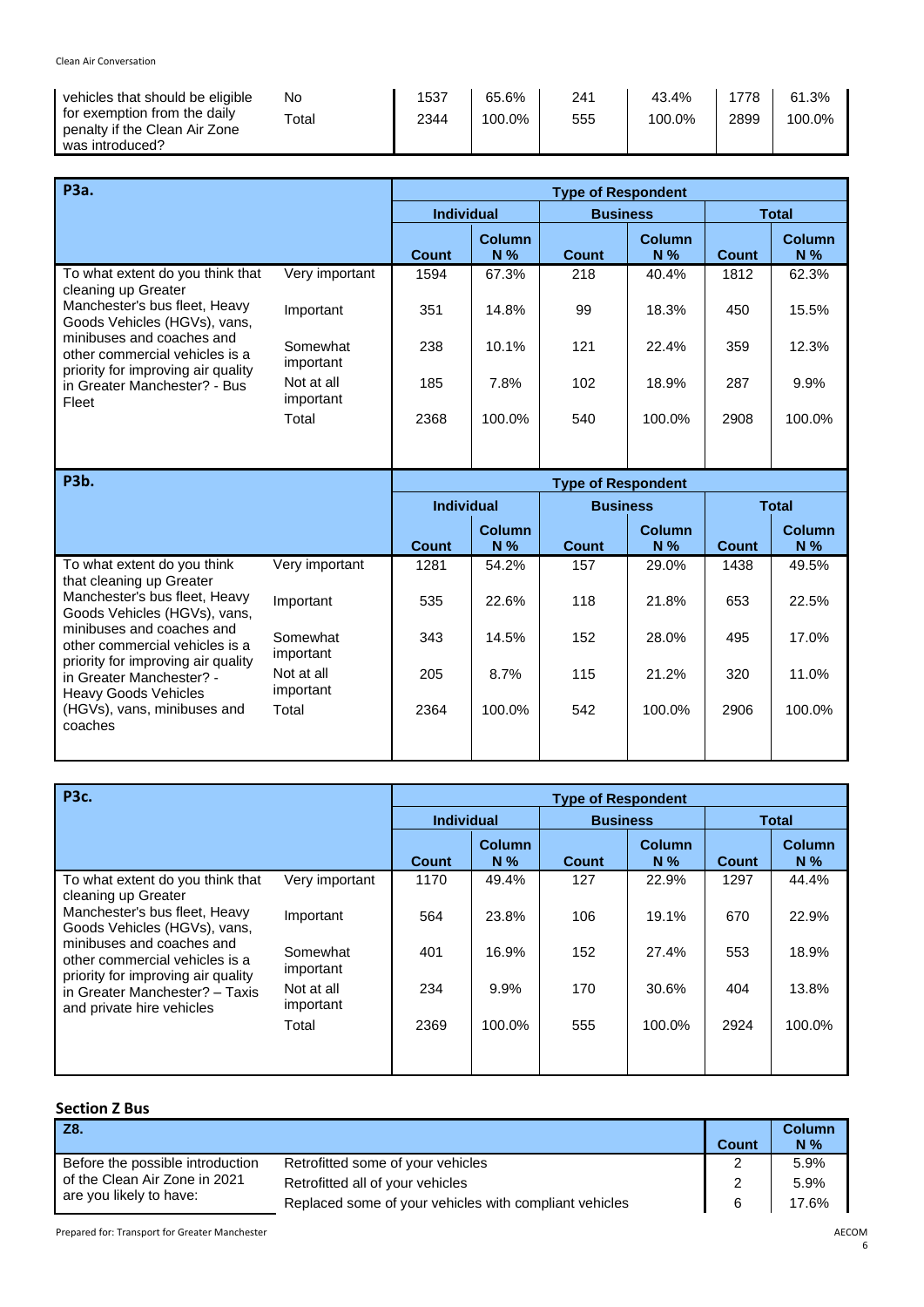| vehicles that should be eligible for exemption from the daily penalty if the Clean Air Zone was introduced? | No | 1537 | 65.6% | 241 | 43.4% | 1778 | 61.3% |
|---|---|---|---|---|---|---|---|
| | Total | 2344 | 100.0% | 555 | 100.0% | 2899 | 100.0% |

| P3a. | | Type of Respondent | | | | | |
|---|---|---|---|---|---|---|---|
| | | Individual | | Business | | Total | |
| | | Count | Column N % | Count | Column N % | Count | Column N % |
| To what extent do you think that cleaning up Greater Manchester's bus fleet, Heavy Goods Vehicles (HGVs), vans, minibuses and coaches and other commercial vehicles is a priority for improving air quality in Greater Manchester? - Bus Fleet | Very important | 1594 | 67.3% | 218 | 40.4% | 1812 | 62.3% |
| | Important | 351 | 14.8% | 99 | 18.3% | 450 | 15.5% |
| | Somewhat important | 238 | 10.1% | 121 | 22.4% | 359 | 12.3% |
| | Not at all important | 185 | 7.8% | 102 | 18.9% | 287 | 9.9% |
| | Total | 2368 | 100.0% | 540 | 100.0% | 2908 | 100.0% |

| P3b. | | Type of Respondent | | | | | |
|---|---|---|---|---|---|---|---|
| | | Individual | | Business | | Total | |
| | | Count | Column N % | Count | Column N % | Count | Column N % |
| To what extent do you think that cleaning up Greater Manchester's bus fleet, Heavy Goods Vehicles (HGVs), vans, minibuses and coaches and other commercial vehicles is a priority for improving air quality in Greater Manchester? - Heavy Goods Vehicles (HGVs), vans, minibuses and coaches | Very important | 1281 | 54.2% | 157 | 29.0% | 1438 | 49.5% |
| | Important | 535 | 22.6% | 118 | 21.8% | 653 | 22.5% |
| | Somewhat important | 343 | 14.5% | 152 | 28.0% | 495 | 17.0% |
| | Not at all important | 205 | 8.7% | 115 | 21.2% | 320 | 11.0% |
| | Total | 2364 | 100.0% | 542 | 100.0% | 2906 | 100.0% |

| P3c. | | Type of Respondent | | | | | |
|---|---|---|---|---|---|---|---|
| | | Individual | | Business | | Total | |
| | | Count | Column N % | Count | Column N % | Count | Column N % |
| To what extent do you think that cleaning up Greater Manchester's bus fleet, Heavy Goods Vehicles (HGVs), vans, minibuses and coaches and other commercial vehicles is a priority for improving air quality in Greater Manchester? – Taxis and private hire vehicles | Very important | 1170 | 49.4% | 127 | 22.9% | 1297 | 44.4% |
| | Important | 564 | 23.8% | 106 | 19.1% | 670 | 22.9% |
| | Somewhat important | 401 | 16.9% | 152 | 27.4% | 553 | 18.9% |
| | Not at all important | 234 | 9.9% | 170 | 30.6% | 404 | 13.8% |
| | Total | 2369 | 100.0% | 555 | 100.0% | 2924 | 100.0% |

## Section Z Bus

| Z8. | | Count | Column N % |
|---|---|---|---|
| Before the possible introduction of the Clean Air Zone in 2021 are you likely to have: | Retrofitted some of your vehicles | 2 | 5.9% |
| | Retrofitted all of your vehicles | 2 | 5.9% |
| | Replaced some of your vehicles with compliant vehicles | 6 | 17.6% |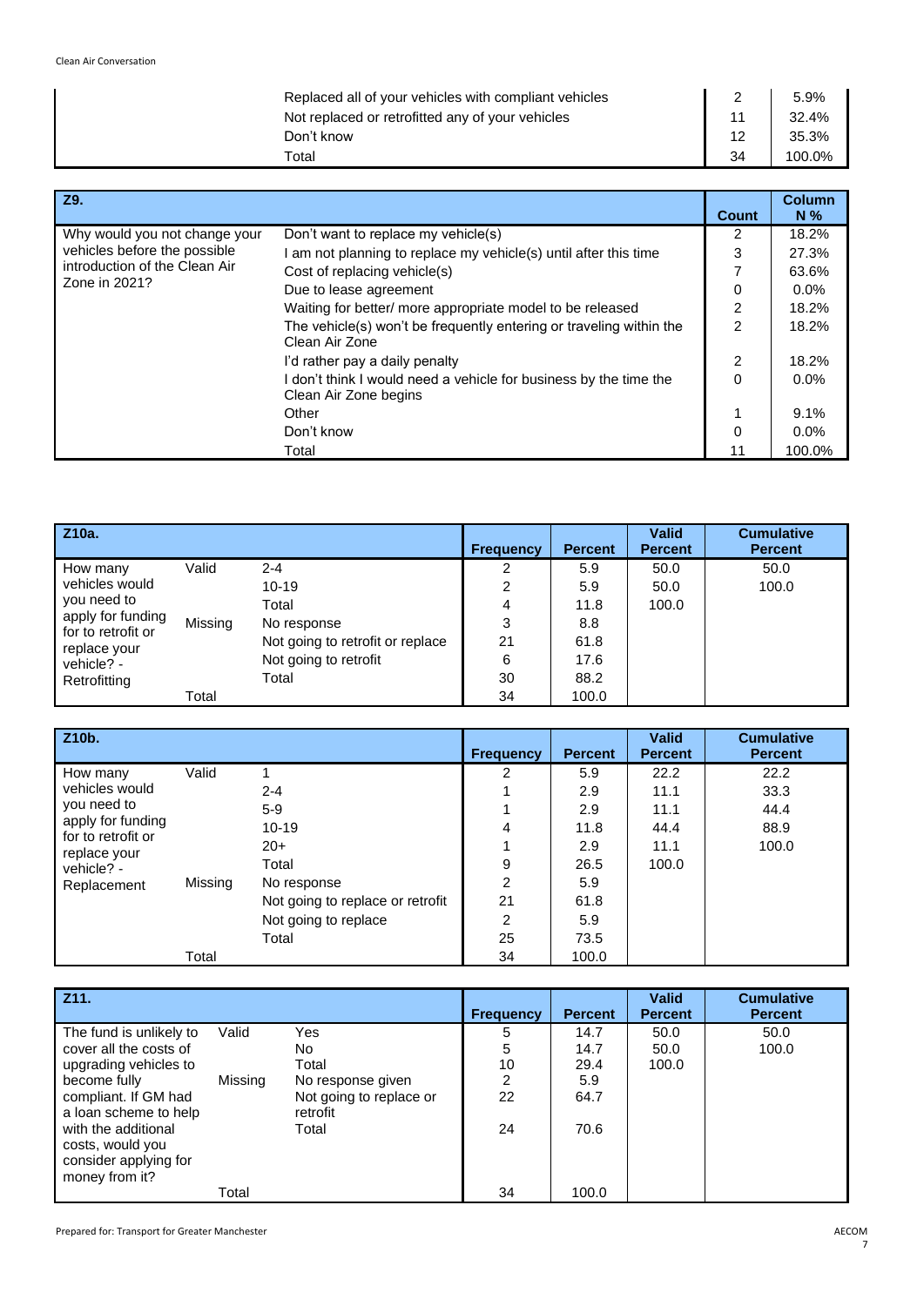| | | | |
|---|---|---|---|
| | Replaced all of your vehicles with compliant vehicles | 2 | 5.9% |
| | Not replaced or retrofitted any of your vehicles | 11 | 32.4% |
| | Don't know | 12 | 35.3% |
| | Total | 34 | 100.0% |

| Z9. | | Count | Column N % |
|---|---|---|---|
| Why would you not change your vehicles before the possible introduction of the Clean Air Zone in 2021? | Don't want to replace my vehicle(s) | 2 | 18.2% |
| | I am not planning to replace my vehicle(s) until after this time | 3 | 27.3% |
| | Cost of replacing vehicle(s) | 7 | 63.6% |
| | Due to lease agreement | 0 | 0.0% |
| | Waiting for better/ more appropriate model to be released | 2 | 18.2% |
| | The vehicle(s) won't be frequently entering or traveling within the Clean Air Zone | 2 | 18.2% |
| | I'd rather pay a daily penalty | 2 | 18.2% |
| | I don't think I would need a vehicle for business by the time the Clean Air Zone begins | 0 | 0.0% |
| | Other | 1 | 9.1% |
| | Don't know | 0 | 0.0% |
| | Total | 11 | 100.0% |

| Z10a. | | | Frequency | Percent | Valid Percent | Cumulative Percent |
|---|---|---|---|---|---|---|
| How many vehicles would you need to apply for funding for to retrofit or replace your vehicle? - Retrofitting | Valid | 2-4 | 2 | 5.9 | 50.0 | 50.0 |
| | | 10-19 | 2 | 5.9 | 50.0 | 100.0 |
| | | Total | 4 | 11.8 | 100.0 | |
| | Missing | No response | 3 | 8.8 | | |
| | | Not going to retrofit or replace | 21 | 61.8 | | |
| | | Not going to retrofit | 6 | 17.6 | | |
| | | Total | 30 | 88.2 | | |
| | Total | | 34 | 100.0 | | |

| Z10b. | | | Frequency | Percent | Valid Percent | Cumulative Percent |
|---|---|---|---|---|---|---|
| How many vehicles would you need to apply for funding for to retrofit or replace your vehicle? - Replacement | Valid | 1 | 2 | 5.9 | 22.2 | 22.2 |
| | | 2-4 | 1 | 2.9 | 11.1 | 33.3 |
| | | 5-9 | 1 | 2.9 | 11.1 | 44.4 |
| | | 10-19 | 4 | 11.8 | 44.4 | 88.9 |
| | | 20+ | 1 | 2.9 | 11.1 | 100.0 |
| | | Total | 9 | 26.5 | 100.0 | |
| | Missing | No response | 2 | 5.9 | | |
| | | Not going to replace or retrofit | 21 | 61.8 | | |
| | | Not going to replace | 2 | 5.9 | | |
| | | Total | 25 | 73.5 | | |
| | Total | | 34 | 100.0 | | |

| Z11. | | | Frequency | Percent | Valid Percent | Cumulative Percent |
|---|---|---|---|---|---|---|
| The fund is unlikely to cover all the costs of upgrading vehicles to become fully compliant. If GM had a loan scheme to help with the additional costs, would you consider applying for money from it? | Valid | Yes | 5 | 14.7 | 50.0 | 50.0 |
| | | No | 5 | 14.7 | 50.0 | 100.0 |
| | | Total | 10 | 29.4 | 100.0 | |
| | Missing | No response given | 2 | 5.9 | | |
| | | Not going to replace or retrofit | 22 | 64.7 | | |
| | | Total | 24 | 70.6 | | |
| | Total | | 34 | 100.0 | | |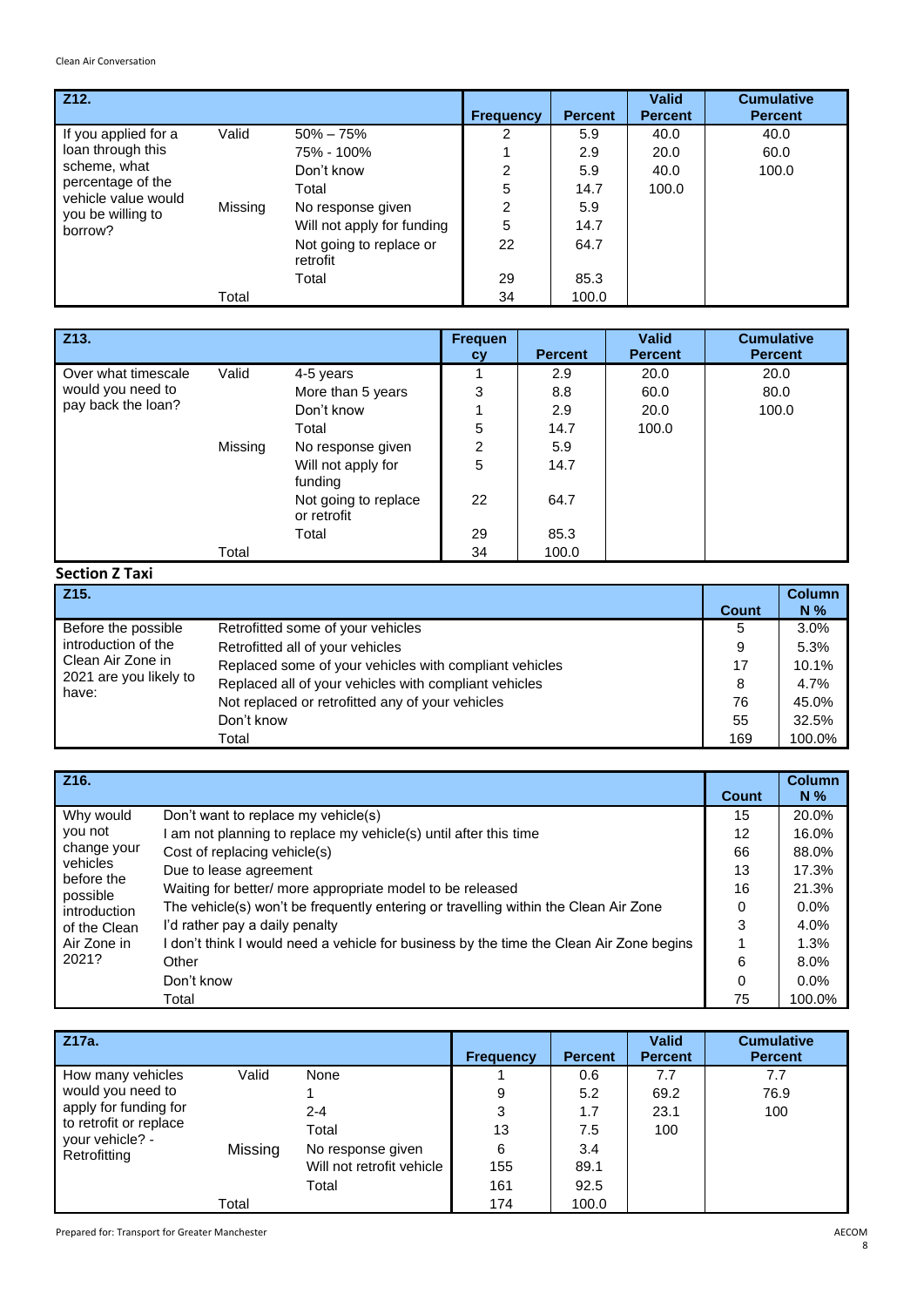| Z12. | | | Frequency | Percent | Valid Percent | Cumulative Percent |
|---|---|---|---|---|---|---|
| If you applied for a loan through this scheme, what percentage of the vehicle value would you be willing to borrow? | Valid | 50% – 75% | 2 | 5.9 | 40.0 | 40.0 |
| | | 75% - 100% | 1 | 2.9 | 20.0 | 60.0 |
| | | Don't know | 2 | 5.9 | 40.0 | 100.0 |
| | | Total | 5 | 14.7 | 100.0 | |
| | Missing | No response given | 2 | 5.9 | | |
| | | Will not apply for funding | 5 | 14.7 | | |
| | | Not going to replace or retrofit | 22 | 64.7 | | |
| | | Total | 29 | 85.3 | | |
| | Total | | 34 | 100.0 | | |

| Z13. | | | Frequency | Percent | Valid Percent | Cumulative Percent |
|---|---|---|---|---|---|---|
| Over what timescale would you need to pay back the loan? | Valid | 4-5 years | 1 | 2.9 | 20.0 | 20.0 |
| | | More than 5 years | 3 | 8.8 | 60.0 | 80.0 |
| | | Don't know | 1 | 2.9 | 20.0 | 100.0 |
| | | Total | 5 | 14.7 | 100.0 | |
| | Missing | No response given | 2 | 5.9 | | |
| | | Will not apply for funding | 5 | 14.7 | | |
| | | Not going to replace or retrofit | 22 | 64.7 | | |
| | | Total | 29 | 85.3 | | |
| | Total | | 34 | 100.0 | | |

**Section Z Taxi**

| Z15. | | Count | Column N % |
|---|---|---|---|
| Before the possible introduction of the Clean Air Zone in 2021 are you likely to have: | Retrofitted some of your vehicles | 5 | 3.0% |
| | Retrofitted all of your vehicles | 9 | 5.3% |
| | Replaced some of your vehicles with compliant vehicles | 17 | 10.1% |
| | Replaced all of your vehicles with compliant vehicles | 8 | 4.7% |
| | Not replaced or retrofitted any of your vehicles | 76 | 45.0% |
| | Don't know | 55 | 32.5% |
| | Total | 169 | 100.0% |

| Z16. | | Count | Column N % |
|---|---|---|---|
| Why would you not change your vehicles before the possible introduction of the Clean Air Zone in 2021? | Don't want to replace my vehicle(s) | 15 | 20.0% |
| | I am not planning to replace my vehicle(s) until after this time | 12 | 16.0% |
| | Cost of replacing vehicle(s) | 66 | 88.0% |
| | Due to lease agreement | 13 | 17.3% |
| | Waiting for better/ more appropriate model to be released | 16 | 21.3% |
| | The vehicle(s) won't be frequently entering or travelling within the Clean Air Zone | 0 | 0.0% |
| | I'd rather pay a daily penalty | 3 | 4.0% |
| | I don't think I would need a vehicle for business by the time the Clean Air Zone begins | 1 | 1.3% |
| | Other | 6 | 8.0% |
| | Don't know | 0 | 0.0% |
| | Total | 75 | 100.0% |

| Z17a. | | | Frequency | Percent | Valid Percent | Cumulative Percent |
|---|---|---|---|---|---|---|
| How many vehicles would you need to apply for funding for to retrofit or replace your vehicle? - Retrofitting | Valid | None | 1 | 0.6 | 7.7 | 7.7 |
| | | 1 | 9 | 5.2 | 69.2 | 76.9 |
| | | 2-4 | 3 | 1.7 | 23.1 | 100 |
| | | Total | 13 | 7.5 | 100 | |
| | Missing | No response given | 6 | 3.4 | | |
| | | Will not retrofit vehicle | 155 | 89.1 | | |
| | | Total | 161 | 92.5 | | |
| | Total | | 174 | 100.0 | | |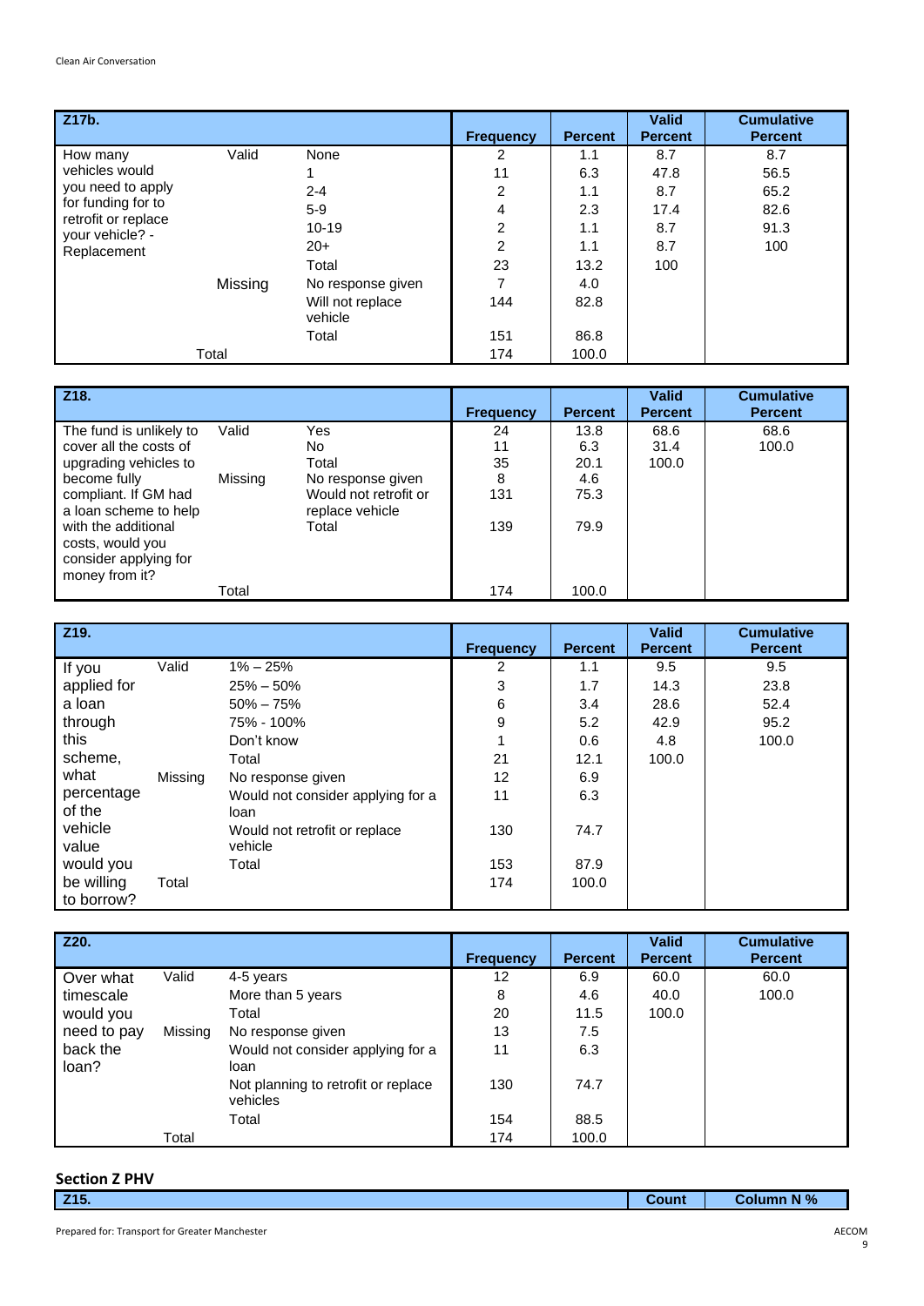| Z17b. | | | Frequency | Percent | Valid Percent | Cumulative Percent |
|---|---|---|---|---|---|---|
| How many vehicles would you need to apply for funding for to retrofit or replace your vehicle? - Replacement | Valid | None | 2 | 1.1 | 8.7 | 8.7 |
| | | 1 | 11 | 6.3 | 47.8 | 56.5 |
| | | 2-4 | 2 | 1.1 | 8.7 | 65.2 |
| | | 5-9 | 4 | 2.3 | 17.4 | 82.6 |
| | | 10-19 | 2 | 1.1 | 8.7 | 91.3 |
| | | 20+ | 2 | 1.1 | 8.7 | 100 |
| | | Total | 23 | 13.2 | 100 | |
| | Missing | No response given | 7 | 4.0 | | |
| | | Will not replace vehicle | 144 | 82.8 | | |
| | | Total | 151 | 86.8 | | |
| | Total | | 174 | 100.0 | | |

| Z18. | | | Frequency | Percent | Valid Percent | Cumulative Percent |
|---|---|---|---|---|---|---|
| The fund is unlikely to cover all the costs of upgrading vehicles to become fully compliant. If GM had a loan scheme to help with the additional costs, would you consider applying for money from it? | Valid | Yes | 24 | 13.8 | 68.6 | 68.6 |
| | | No | 11 | 6.3 | 31.4 | 100.0 |
| | | Total | 35 | 20.1 | 100.0 | |
| | Missing | No response given | 8 | 4.6 | | |
| | | Would not retrofit or replace vehicle | 131 | 75.3 | | |
| | | Total | 139 | 79.9 | | |
| | Total | | 174 | 100.0 | | |

| Z19. | | | Frequency | Percent | Valid Percent | Cumulative Percent |
|---|---|---|---|---|---|---|
| If you applied for a loan through this scheme, what percentage of the vehicle value would you be willing to borrow? | Valid | 1% – 25% | 2 | 1.1 | 9.5 | 9.5 |
| | | 25% – 50% | 3 | 1.7 | 14.3 | 23.8 |
| | | 50% – 75% | 6 | 3.4 | 28.6 | 52.4 |
| | | 75% - 100% | 9 | 5.2 | 42.9 | 95.2 |
| | | Don't know | 1 | 0.6 | 4.8 | 100.0 |
| | | Total | 21 | 12.1 | 100.0 | |
| | Missing | No response given | 12 | 6.9 | | |
| | | Would not consider applying for a loan | 11 | 6.3 | | |
| | | Would not retrofit or replace vehicle | 130 | 74.7 | | |
| | | Total | 153 | 87.9 | | |
| | Total | | 174 | 100.0 | | |

| Z20. | | | Frequency | Percent | Valid Percent | Cumulative Percent |
|---|---|---|---|---|---|---|
| Over what timescale would you need to pay back the loan? | Valid | 4-5 years | 12 | 6.9 | 60.0 | 60.0 |
| | | More than 5 years | 8 | 4.6 | 40.0 | 100.0 |
| | | Total | 20 | 11.5 | 100.0 | |
| | Missing | No response given | 13 | 7.5 | | |
| | | Would not consider applying for a loan | 11 | 6.3 | | |
| | | Not planning to retrofit or replace vehicles | 130 | 74.7 | | |
| | | Total | 154 | 88.5 | | |
| | Total | | 174 | 100.0 | | |

## Section Z PHV

| Z15. | Count | Column N % |
|---|---|---|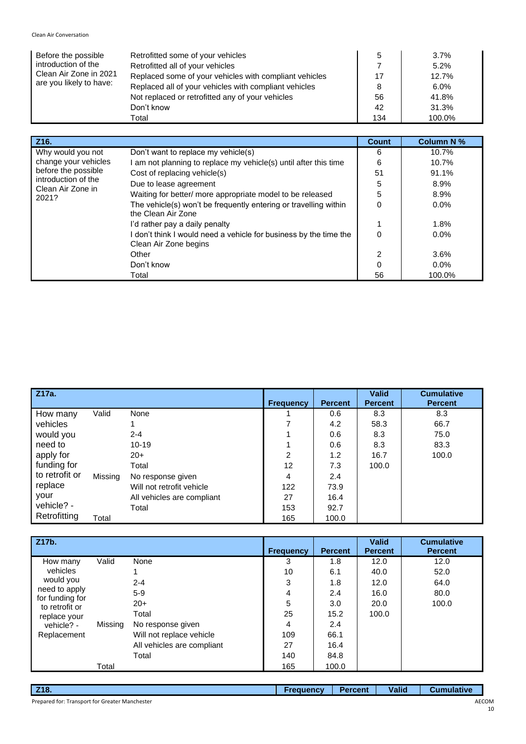| | | | |
|---|---|---|---|
| Before the possible introduction of the Clean Air Zone in 2021 are you likely to have: | Retrofitted some of your vehicles | 5 | 3.7% |
| | Retrofitted all of your vehicles | 7 | 5.2% |
| | Replaced some of your vehicles with compliant vehicles | 17 | 12.7% |
| | Replaced all of your vehicles with compliant vehicles | 8 | 6.0% |
| | Not replaced or retrofitted any of your vehicles | 56 | 41.8% |
| | Don't know | 42 | 31.3% |
| | Total | 134 | 100.0% |

| Z16. | | Count | Column N % |
|---|---|---|---|
| Why would you not change your vehicles before the possible introduction of the Clean Air Zone in 2021? | Don't want to replace my vehicle(s) | 6 | 10.7% |
| | I am not planning to replace my vehicle(s) until after this time | 6 | 10.7% |
| | Cost of replacing vehicle(s) | 51 | 91.1% |
| | Due to lease agreement | 5 | 8.9% |
| | Waiting for better/ more appropriate model to be released | 5 | 8.9% |
| | The vehicle(s) won't be frequently entering or travelling within the Clean Air Zone | 0 | 0.0% |
| | I'd rather pay a daily penalty | 1 | 1.8% |
| | I don't think I would need a vehicle for business by the time the Clean Air Zone begins | 0 | 0.0% |
| | Other | 2 | 3.6% |
| | Don't know | 0 | 0.0% |
| | Total | 56 | 100.0% |

| Z17a. | | | Frequency | Percent | Valid Percent | Cumulative Percent |
|---|---|---|---|---|---|---|
| How many vehicles would you need to apply for funding for to retrofit or replace your vehicle? - Retrofitting | Valid | None | 1 | 0.6 | 8.3 | 8.3 |
| | | 1 | 7 | 4.2 | 58.3 | 66.7 |
| | | 2-4 | 1 | 0.6 | 8.3 | 75.0 |
| | | 10-19 | 1 | 0.6 | 8.3 | 83.3 |
| | | 20+ | 2 | 1.2 | 16.7 | 100.0 |
| | | Total | 12 | 7.3 | 100.0 | |
| | Missing | No response given | 4 | 2.4 | | |
| | | Will not retrofit vehicle | 122 | 73.9 | | |
| | | All vehicles are compliant | 27 | 16.4 | | |
| | | Total | 153 | 92.7 | | |
| | Total | | 165 | 100.0 | | |

| Z17b. | | | Frequency | Percent | Valid Percent | Cumulative Percent |
|---|---|---|---|---|---|---|
| How many vehicles would you need to apply for funding for to retrofit or replace your vehicle? - Replacement | Valid | None | 3 | 1.8 | 12.0 | 12.0 |
| | | 1 | 10 | 6.1 | 40.0 | 52.0 |
| | | 2-4 | 3 | 1.8 | 12.0 | 64.0 |
| | | 5-9 | 4 | 2.4 | 16.0 | 80.0 |
| | | 20+ | 5 | 3.0 | 20.0 | 100.0 |
| | | Total | 25 | 15.2 | 100.0 | |
| | Missing | No response given | 4 | 2.4 | | |
| | | Will not replace vehicle | 109 | 66.1 | | |
| | | All vehicles are compliant | 27 | 16.4 | | |
| | | Total | 140 | 84.8 | | |
| | Total | | 165 | 100.0 | | |

| Z18. | Frequency | Percent | Valid | Cumulative |
|---|---|---|---|---|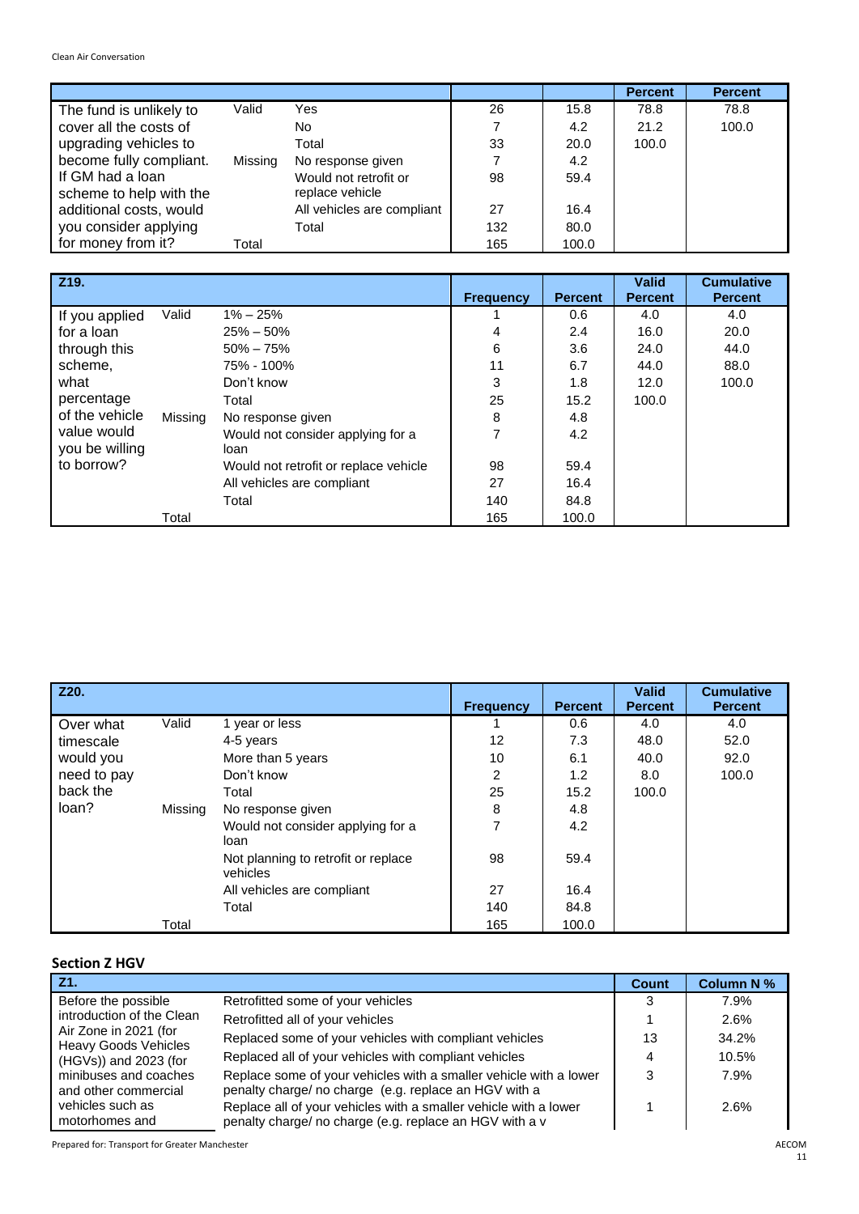| | | | | | Percent | Percent |
|---|---|---|---|---|---|---|
| The fund is unlikely to cover all the costs of upgrading vehicles to become fully compliant. If GM had a loan scheme to help with the additional costs, would you consider applying for money from it? | Valid | Yes | 26 | 15.8 | 78.8 | 78.8 |
| | | No | 7 | 4.2 | 21.2 | 100.0 |
| | | Total | 33 | 20.0 | 100.0 | |
| | Missing | No response given | 7 | 4.2 | | |
| | | Would not retrofit or replace vehicle | 98 | 59.4 | | |
| | | All vehicles are compliant | 27 | 16.4 | | |
| | | Total | 132 | 80.0 | | |
| | Total | | 165 | 100.0 | | |

| Z19. | | | Frequency | Percent | Valid Percent | Cumulative Percent |
|---|---|---|---|---|---|---|
| If you applied for a loan through this scheme, what percentage of the vehicle value would you be willing to borrow? | Valid | 1% – 25% | 1 | 0.6 | 4.0 | 4.0 |
| | | 25% – 50% | 4 | 2.4 | 16.0 | 20.0 |
| | | 50% – 75% | 6 | 3.6 | 24.0 | 44.0 |
| | | 75% - 100% | 11 | 6.7 | 44.0 | 88.0 |
| | | Don't know | 3 | 1.8 | 12.0 | 100.0 |
| | | Total | 25 | 15.2 | 100.0 | |
| | Missing | No response given | 8 | 4.8 | | |
| | | Would not consider applying for a loan | 7 | 4.2 | | |
| | | Would not retrofit or replace vehicle | 98 | 59.4 | | |
| | | All vehicles are compliant | 27 | 16.4 | | |
| | | Total | 140 | 84.8 | | |
| | Total | | 165 | 100.0 | | |

| Z20. | | | Frequency | Percent | Valid Percent | Cumulative Percent |
|---|---|---|---|---|---|---|
| Over what timescale would you need to pay back the loan? | Valid | 1 year or less | 1 | 0.6 | 4.0 | 4.0 |
| | | 4-5 years | 12 | 7.3 | 48.0 | 52.0 |
| | | More than 5 years | 10 | 6.1 | 40.0 | 92.0 |
| | | Don't know | 2 | 1.2 | 8.0 | 100.0 |
| | | Total | 25 | 15.2 | 100.0 | |
| | Missing | No response given | 8 | 4.8 | | |
| | | Would not consider applying for a loan | 7 | 4.2 | | |
| | | Not planning to retrofit or replace vehicles | 98 | 59.4 | | |
| | | All vehicles are compliant | 27 | 16.4 | | |
| | | Total | 140 | 84.8 | | |
| | Total | | 165 | 100.0 | | |

### Section Z HGV

| Z1. | | Count | Column N % |
|---|---|---|---|
| Before the possible introduction of the Clean Air Zone in 2021 (for Heavy Goods Vehicles (HGVs)) and 2023 (for minibuses and coaches and other commercial vehicles such as motorhomes and | Retrofitted some of your vehicles | 3 | 7.9% |
| | Retrofitted all of your vehicles | 1 | 2.6% |
| | Replaced some of your vehicles with compliant vehicles | 13 | 34.2% |
| | Replaced all of your vehicles with compliant vehicles | 4 | 10.5% |
| | Replace some of your vehicles with a smaller vehicle with a lower penalty charge/ no charge (e.g. replace an HGV with a | 3 | 7.9% |
| | Replace all of your vehicles with a smaller vehicle with a lower penalty charge/ no charge (e.g. replace an HGV with a v | 1 | 2.6% |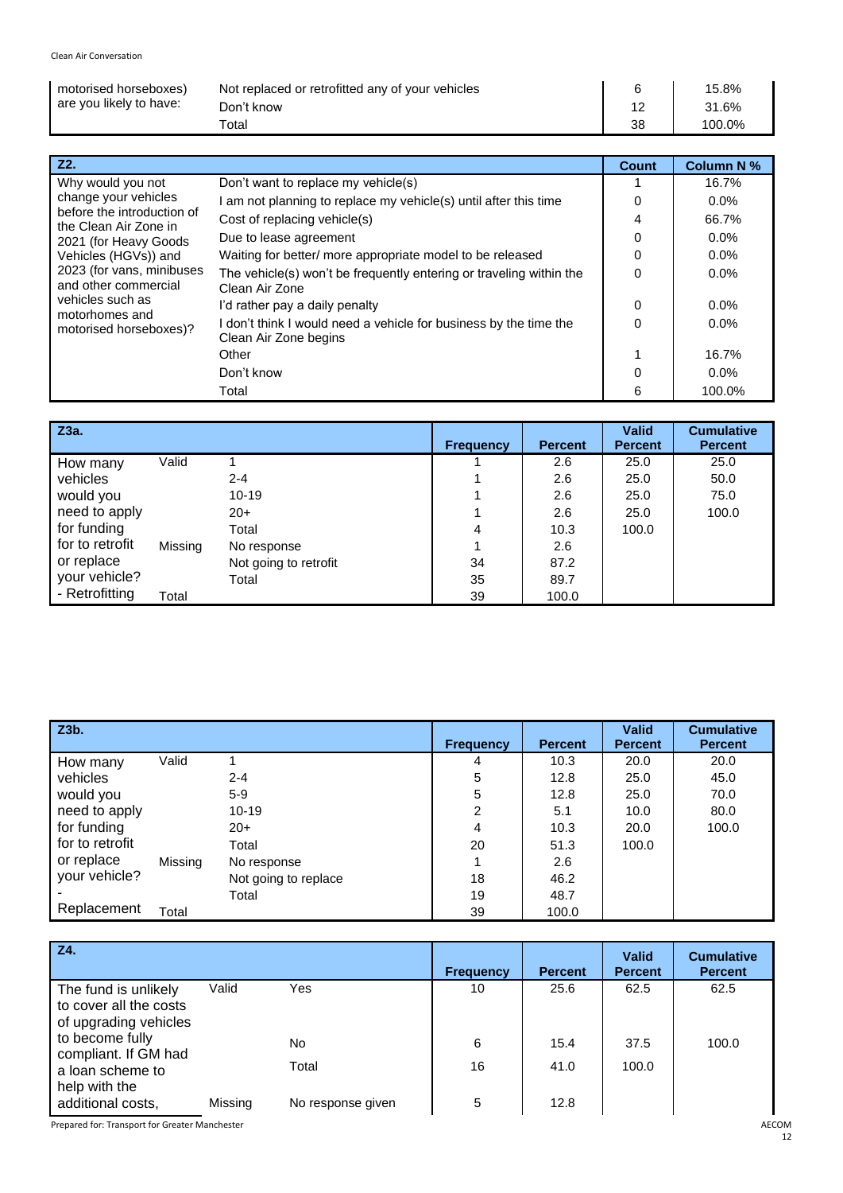| motorised horseboxes) are you likely to have: | Not replaced or retrofitted any of your vehicles | 6 | 15.8% |
|---|---|---|---|
| | Don't know | 12 | 31.6% |
| | Total | 38 | 100.0% |

| Z2. | | Count | Column N % |
|---|---|---|---|
| Why would you not change your vehicles before the introduction of the Clean Air Zone in 2021 (for Heavy Goods Vehicles (HGVs)) and 2023 (for vans, minibuses and other commercial vehicles such as motorhomes and motorised horseboxes)? | Don't want to replace my vehicle(s) | 1 | 16.7% |
| | I am not planning to replace my vehicle(s) until after this time | 0 | 0.0% |
| | Cost of replacing vehicle(s) | 4 | 66.7% |
| | Due to lease agreement | 0 | 0.0% |
| | Waiting for better/ more appropriate model to be released | 0 | 0.0% |
| | The vehicle(s) won't be frequently entering or traveling within the Clean Air Zone | 0 | 0.0% |
| | I'd rather pay a daily penalty | 0 | 0.0% |
| | I don't think I would need a vehicle for business by the time the Clean Air Zone begins | 0 | 0.0% |
| | Other | 1 | 16.7% |
| | Don't know | 0 | 0.0% |
| | Total | 6 | 100.0% |

| Z3a. | | | Frequency | Percent | Valid Percent | Cumulative Percent |
|---|---|---|---|---|---|---|
| How many vehicles would you need to apply for funding for to retrofit or replace your vehicle? - Retrofitting | Valid | 1 | 1 | 2.6 | 25.0 | 25.0 |
| | | 2-4 | 1 | 2.6 | 25.0 | 50.0 |
| | | 10-19 | 1 | 2.6 | 25.0 | 75.0 |
| | | 20+ | 1 | 2.6 | 25.0 | 100.0 |
| | | Total | 4 | 10.3 | 100.0 | |
| | Missing | No response | 1 | 2.6 | | |
| | | Not going to retrofit | 34 | 87.2 | | |
| | | Total | 35 | 89.7 | | |
| | Total | | 39 | 100.0 | | |

| Z3b. | | | Frequency | Percent | Valid Percent | Cumulative Percent |
|---|---|---|---|---|---|---|
| How many vehicles would you need to apply for funding for to retrofit or replace your vehicle? - Replacement | Valid | 1 | 4 | 10.3 | 20.0 | 20.0 |
| | | 2-4 | 5 | 12.8 | 25.0 | 45.0 |
| | | 5-9 | 5 | 12.8 | 25.0 | 70.0 |
| | | 10-19 | 2 | 5.1 | 10.0 | 80.0 |
| | | 20+ | 4 | 10.3 | 20.0 | 100.0 |
| | | Total | 20 | 51.3 | 100.0 | |
| | Missing | No response | 1 | 2.6 | | |
| | | Not going to replace | 18 | 46.2 | | |
| | | Total | 19 | 48.7 | | |
| | Total | | 39 | 100.0 | | |

| Z4. | | | Frequency | Percent | Valid Percent | Cumulative Percent |
|---|---|---|---|---|---|---|
| The fund is unlikely to cover all the costs of upgrading vehicles to become fully compliant. If GM had a loan scheme to help with the additional costs, | Valid | Yes | 10 | 25.6 | 62.5 | 62.5 |
| | | No | 6 | 15.4 | 37.5 | 100.0 |
| | | Total | 16 | 41.0 | 100.0 | |
| | Missing | No response given | 5 | 12.8 | | |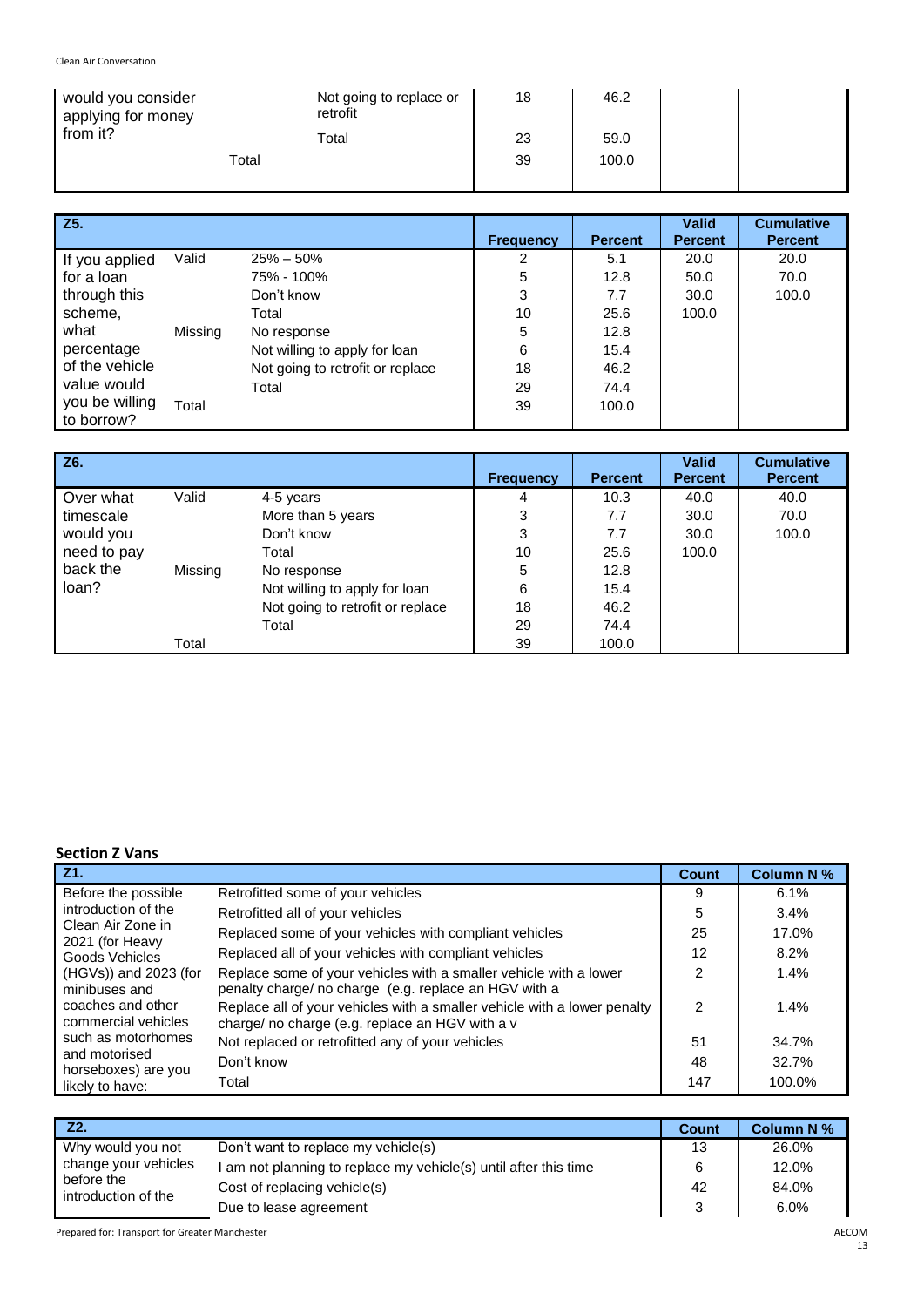| would you consider applying for money from it? | | Not going to replace or retrofit | 18 | 46.2 | | |
|---|---|---|---|---|---|---|
| | | Total | 23 | 59.0 | | |
| | Total | | 39 | 100.0 | | |

| Z5. | | | Frequency | Percent | Valid Percent | Cumulative Percent |
|---|---|---|---|---|---|---|
| If you applied for a loan through this scheme, what percentage of the vehicle value would you be willing to borrow? | Valid | 25% – 50% | 2 | 5.1 | 20.0 | 20.0 |
| | | 75% - 100% | 5 | 12.8 | 50.0 | 70.0 |
| | | Don't know | 3 | 7.7 | 30.0 | 100.0 |
| | | Total | 10 | 25.6 | 100.0 | |
| | Missing | No response | 5 | 12.8 | | |
| | | Not willing to apply for loan | 6 | 15.4 | | |
| | | Not going to retrofit or replace | 18 | 46.2 | | |
| | | Total | 29 | 74.4 | | |
| | Total | | 39 | 100.0 | | |

| Z6. | | | Frequency | Percent | Valid Percent | Cumulative Percent |
|---|---|---|---|---|---|---|
| Over what timescale would you need to pay back the loan? | Valid | 4-5 years | 4 | 10.3 | 40.0 | 40.0 |
| | | More than 5 years | 3 | 7.7 | 30.0 | 70.0 |
| | | Don't know | 3 | 7.7 | 30.0 | 100.0 |
| | | Total | 10 | 25.6 | 100.0 | |
| | Missing | No response | 5 | 12.8 | | |
| | | Not willing to apply for loan | 6 | 15.4 | | |
| | | Not going to retrofit or replace | 18 | 46.2 | | |
| | | Total | 29 | 74.4 | | |
| | Total | | 39 | 100.0 | | |

**Section Z Vans**

| Z1. | | Count | Column N % |
|---|---|---|---|
| Before the possible introduction of the Clean Air Zone in 2021 (for Heavy Goods Vehicles (HGVs)) and 2023 (for minibuses and coaches and other commercial vehicles such as motorhomes and motorised horseboxes) are you likely to have: | Retrofitted some of your vehicles | 9 | 6.1% |
| | Retrofitted all of your vehicles | 5 | 3.4% |
| | Replaced some of your vehicles with compliant vehicles | 25 | 17.0% |
| | Replaced all of your vehicles with compliant vehicles | 12 | 8.2% |
| | Replace some of your vehicles with a smaller vehicle with a lower penalty charge/ no charge (e.g. replace an HGV with a | 2 | 1.4% |
| | Replace all of your vehicles with a smaller vehicle with a lower penalty charge/ no charge (e.g. replace an HGV with a v | 2 | 1.4% |
| | Not replaced or retrofitted any of your vehicles | 51 | 34.7% |
| | Don't know | 48 | 32.7% |
| | Total | 147 | 100.0% |

| Z2. | | Count | Column N % |
|---|---|---|---|
| Why would you not change your vehicles before the introduction of the | Don't want to replace my vehicle(s) | 13 | 26.0% |
| | I am not planning to replace my vehicle(s) until after this time | 6 | 12.0% |
| | Cost of replacing vehicle(s) | 42 | 84.0% |
| | Due to lease agreement | 3 | 6.0% |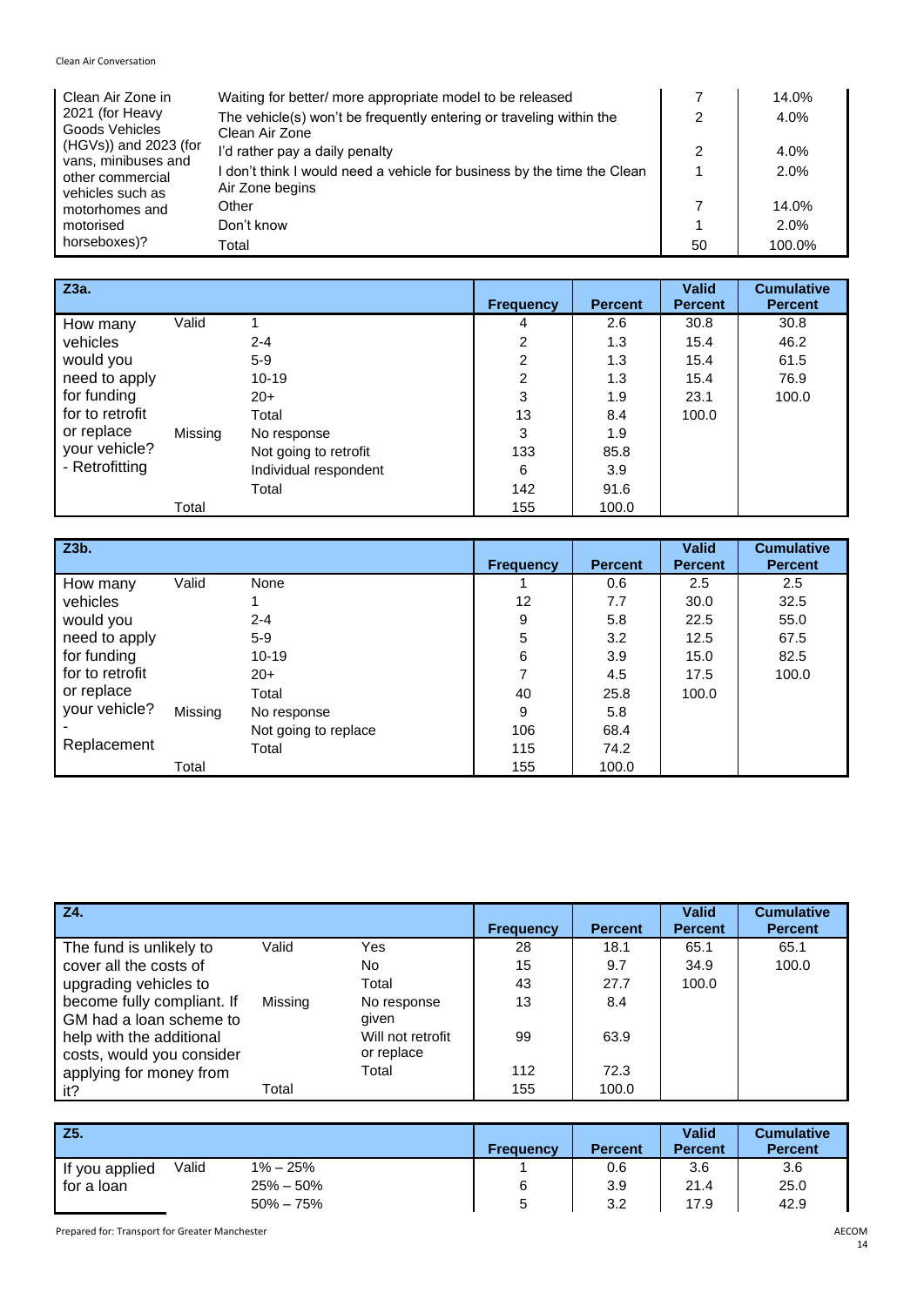| | | | |
|---|---|---|---|
| Clean Air Zone in 2021 (for Heavy Goods Vehicles (HGVs)) and 2023 (for vans, minibuses and other commercial vehicles such as motorhomes and motorised horseboxes)? | Waiting for better/ more appropriate model to be released | 7 | 14.0% |
| | The vehicle(s) won't be frequently entering or traveling within the Clean Air Zone | 2 | 4.0% |
| | I'd rather pay a daily penalty | 2 | 4.0% |
| | I don't think I would need a vehicle for business by the time the Clean Air Zone begins | 1 | 2.0% |
| | Other | 7 | 14.0% |
| | Don't know | 1 | 2.0% |
| | Total | 50 | 100.0% |

| Z3a. | | | Frequency | Percent | Valid Percent | Cumulative Percent |
|---|---|---|---|---|---|---|
| How many vehicles would you need to apply for funding for to retrofit or replace your vehicle? - Retrofitting | Valid | 1 | 4 | 2.6 | 30.8 | 30.8 |
| | | 2-4 | 2 | 1.3 | 15.4 | 46.2 |
| | | 5-9 | 2 | 1.3 | 15.4 | 61.5 |
| | | 10-19 | 2 | 1.3 | 15.4 | 76.9 |
| | | 20+ | 3 | 1.9 | 23.1 | 100.0 |
| | | Total | 13 | 8.4 | 100.0 | |
| | Missing | No response | 3 | 1.9 | | |
| | | Not going to retrofit | 133 | 85.8 | | |
| | | Individual respondent | 6 | 3.9 | | |
| | | Total | 142 | 91.6 | | |
| | Total | | 155 | 100.0 | | |

| Z3b. | | | Frequency | Percent | Valid Percent | Cumulative Percent |
|---|---|---|---|---|---|---|
| How many vehicles would you need to apply for funding for to retrofit or replace your vehicle? - Replacement | Valid | None | 1 | 0.6 | 2.5 | 2.5 |
| | | 1 | 12 | 7.7 | 30.0 | 32.5 |
| | | 2-4 | 9 | 5.8 | 22.5 | 55.0 |
| | | 5-9 | 5 | 3.2 | 12.5 | 67.5 |
| | | 10-19 | 6 | 3.9 | 15.0 | 82.5 |
| | | 20+ | 7 | 4.5 | 17.5 | 100.0 |
| | | Total | 40 | 25.8 | 100.0 | |
| | Missing | No response | 9 | 5.8 | | |
| | | Not going to replace | 106 | 68.4 | | |
| | | Total | 115 | 74.2 | | |
| | Total | | 155 | 100.0 | | |

| Z4. | | | Frequency | Percent | Valid Percent | Cumulative Percent |
|---|---|---|---|---|---|---|
| The fund is unlikely to cover all the costs of upgrading vehicles to become fully compliant. If GM had a loan scheme to help with the additional costs, would you consider applying for money from it? | Valid | Yes | 28 | 18.1 | 65.1 | 65.1 |
| | | No | 15 | 9.7 | 34.9 | 100.0 |
| | | Total | 43 | 27.7 | 100.0 | |
| | Missing | No response given | 13 | 8.4 | | |
| | | Will not retrofit or replace | 99 | 63.9 | | |
| | | Total | 112 | 72.3 | | |
| | Total | | 155 | 100.0 | | |

| Z5. | | | Frequency | Percent | Valid Percent | Cumulative Percent |
|---|---|---|---|---|---|---|
| If you applied for a loan | Valid | 1% – 25% | 1 | 0.6 | 3.6 | 3.6 |
| | | 25% – 50% | 6 | 3.9 | 21.4 | 25.0 |
| | | 50% – 75% | 5 | 3.2 | 17.9 | 42.9 |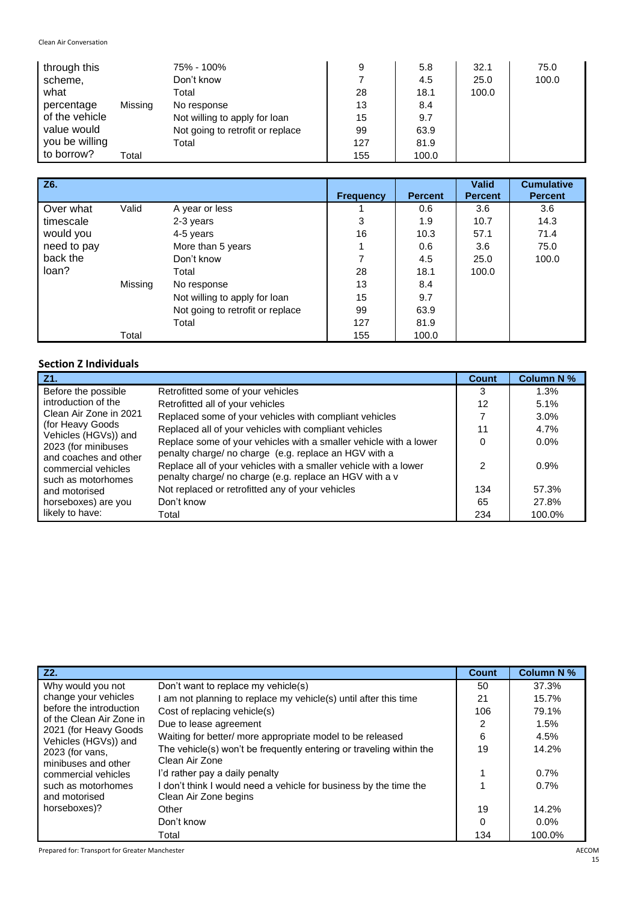| | | | | | | |
|---|---|---|---|---|---|---|
| through this scheme, what percentage of the vehicle value would you be willing to borrow? | | 75% - 100% | 9 | 5.8 | 32.1 | 75.0 |
| | | Don't know | 7 | 4.5 | 25.0 | 100.0 |
| | | Total | 28 | 18.1 | 100.0 | |
| | Missing | No response | 13 | 8.4 | | |
| | | Not willing to apply for loan | 15 | 9.7 | | |
| | | Not going to retrofit or replace | 99 | 63.9 | | |
| | | Total | 127 | 81.9 | | |
| | Total | | 155 | 100.0 | | |

| Z6. | | | Frequency | Percent | Valid Percent | Cumulative Percent |
|---|---|---|---|---|---|---|
| Over what timescale would you need to pay back the loan? | Valid | A year or less | 1 | 0.6 | 3.6 | 3.6 |
| | | 2-3 years | 3 | 1.9 | 10.7 | 14.3 |
| | | 4-5 years | 16 | 10.3 | 57.1 | 71.4 |
| | | More than 5 years | 1 | 0.6 | 3.6 | 75.0 |
| | | Don't know | 7 | 4.5 | 25.0 | 100.0 |
| | | Total | 28 | 18.1 | 100.0 | |
| | Missing | No response | 13 | 8.4 | | |
| | | Not willing to apply for loan | 15 | 9.7 | | |
| | | Not going to retrofit or replace | 99 | 63.9 | | |
| | | Total | 127 | 81.9 | | |
| | Total | | 155 | 100.0 | | |

## Section Z Individuals

| Z1. | | Count | Column N % |
|---|---|---|---|
| Before the possible introduction of the Clean Air Zone in 2021 (for Heavy Goods Vehicles (HGVs)) and 2023 (for minibuses and coaches and other commercial vehicles such as motorhomes and motorised horseboxes) are you likely to have: | Retrofitted some of your vehicles | 3 | 1.3% |
| | Retrofitted all of your vehicles | 12 | 5.1% |
| | Replaced some of your vehicles with compliant vehicles | 7 | 3.0% |
| | Replaced all of your vehicles with compliant vehicles | 11 | 4.7% |
| | Replace some of your vehicles with a smaller vehicle with a lower penalty charge/ no charge (e.g. replace an HGV with a | 0 | 0.0% |
| | Replace all of your vehicles with a smaller vehicle with a lower penalty charge/ no charge (e.g. replace an HGV with a v | 2 | 0.9% |
| | Not replaced or retrofitted any of your vehicles | 134 | 57.3% |
| | Don't know | 65 | 27.8% |
| | Total | 234 | 100.0% |

| Z2. | | Count | Column N % |
|---|---|---|---|
| Why would you not change your vehicles before the introduction of the Clean Air Zone in 2021 (for Heavy Goods Vehicles (HGVs)) and 2023 (for vans, minibuses and other commercial vehicles such as motorhomes and motorised horseboxes)? | Don't want to replace my vehicle(s) | 50 | 37.3% |
| | I am not planning to replace my vehicle(s) until after this time | 21 | 15.7% |
| | Cost of replacing vehicle(s) | 106 | 79.1% |
| | Due to lease agreement | 2 | 1.5% |
| | Waiting for better/ more appropriate model to be released | 6 | 4.5% |
| | The vehicle(s) won't be frequently entering or traveling within the Clean Air Zone | 19 | 14.2% |
| | I'd rather pay a daily penalty | 1 | 0.7% |
| | I don't think I would need a vehicle for business by the time the Clean Air Zone begins | 1 | 0.7% |
| | Other | 19 | 14.2% |
| | Don't know | 0 | 0.0% |
| | Total | 134 | 100.0% |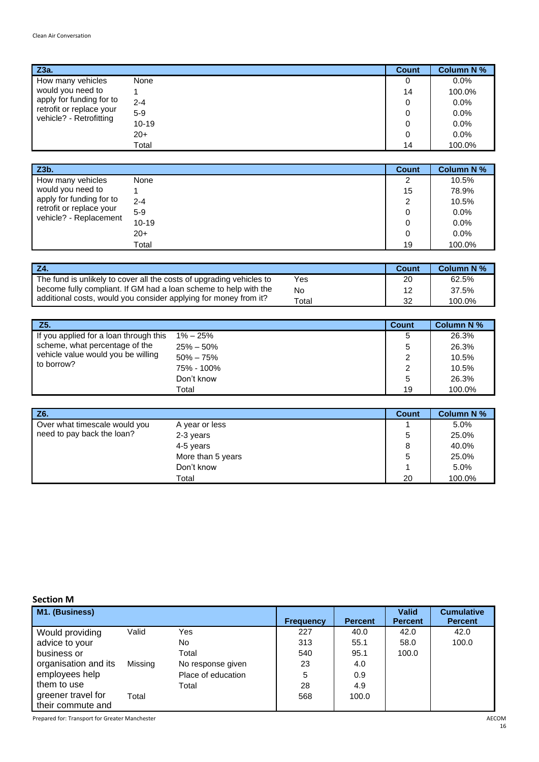| Z3a. | | Count | Column N % |
|---|---|---|---|
| How many vehicles would you need to apply for funding for to retrofit or replace your vehicle? - Retrofitting | None | 0 | 0.0% |
| | 1 | 14 | 100.0% |
| | 2-4 | 0 | 0.0% |
| | 5-9 | 0 | 0.0% |
| | 10-19 | 0 | 0.0% |
| | 20+ | 0 | 0.0% |
| | Total | 14 | 100.0% |

| Z3b. | | Count | Column N % |
|---|---|---|---|
| How many vehicles would you need to apply for funding for to retrofit or replace your vehicle? - Replacement | None | 2 | 10.5% |
| | 1 | 15 | 78.9% |
| | 2-4 | 2 | 10.5% |
| | 5-9 | 0 | 0.0% |
| | 10-19 | 0 | 0.0% |
| | 20+ | 0 | 0.0% |
| | Total | 19 | 100.0% |

| Z4. | | Count | Column N % |
|---|---|---|---|
| The fund is unlikely to cover all the costs of upgrading vehicles to become fully compliant. If GM had a loan scheme to help with the additional costs, would you consider applying for money from it? | Yes | 20 | 62.5% |
| | No | 12 | 37.5% |
| | Total | 32 | 100.0% |

| Z5. | | Count | Column N % |
|---|---|---|---|
| If you applied for a loan through this scheme, what percentage of the vehicle value would you be willing to borrow? | 1% – 25% | 5 | 26.3% |
| | 25% – 50% | 5 | 26.3% |
| | 50% – 75% | 2 | 10.5% |
| | 75% - 100% | 2 | 10.5% |
| | Don't know | 5 | 26.3% |
| | Total | 19 | 100.0% |

| Z6. | | Count | Column N % |
|---|---|---|---|
| Over what timescale would you need to pay back the loan? | A year or less | 1 | 5.0% |
| | 2-3 years | 5 | 25.0% |
| | 4-5 years | 8 | 40.0% |
| | More than 5 years | 5 | 25.0% |
| | Don't know | 1 | 5.0% |
| | Total | 20 | 100.0% |

## Section M

| M1. (Business) | | | Frequency | Percent | Valid Percent | Cumulative Percent |
|---|---|---|---|---|---|---|
| Would providing advice to your business or organisation and its employees help them to use greener travel for their commute and | Valid | Yes | 227 | 40.0 | 42.0 | 42.0 |
| | | No | 313 | 55.1 | 58.0 | 100.0 |
| | | Total | 540 | 95.1 | 100.0 | |
| | Missing | No response given | 23 | 4.0 | | |
| | | Place of education | 5 | 0.9 | | |
| | | Total | 28 | 4.9 | | |
| | Total | | 568 | 100.0 | | |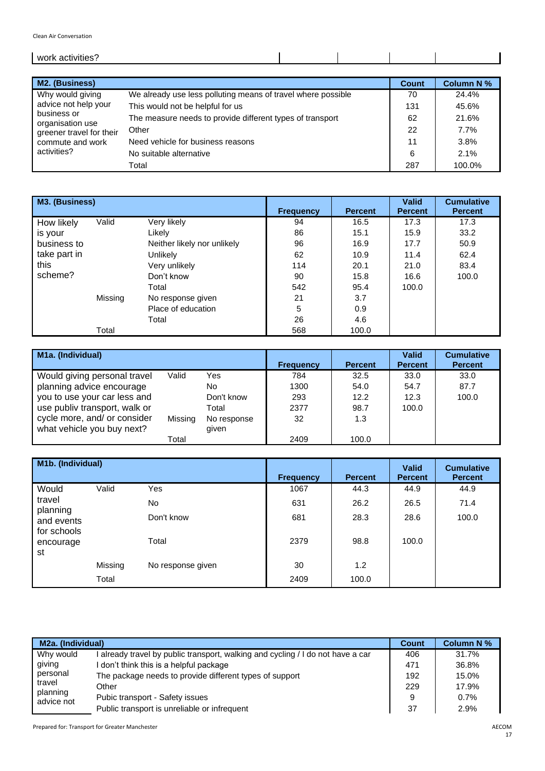| work activities? | | | | |
|---|---|---|---|---|

| M2. (Business) | | Count | Column N % |
|---|---|---|---|
| Why would giving advice not help your business or organisation use greener travel for their commute and work activities? | We already use less polluting means of travel where possible | 70 | 24.4% |
| | This would not be helpful for us | 131 | 45.6% |
| | The measure needs to provide different types of transport | 62 | 21.6% |
| | Other | 22 | 7.7% |
| | Need vehicle for business reasons | 11 | 3.8% |
| | No suitable alternative | 6 | 2.1% |
| | Total | 287 | 100.0% |

| M3. (Business) | | | Frequency | Percent | Valid Percent | Cumulative Percent |
|---|---|---|---|---|---|---|
| How likely is your business to take part in this scheme? | Valid | Very likely | 94 | 16.5 | 17.3 | 17.3 |
| | | Likely | 86 | 15.1 | 15.9 | 33.2 |
| | | Neither likely nor unlikely | 96 | 16.9 | 17.7 | 50.9 |
| | | Unlikely | 62 | 10.9 | 11.4 | 62.4 |
| | | Very unlikely | 114 | 20.1 | 21.0 | 83.4 |
| | | Don't know | 90 | 15.8 | 16.6 | 100.0 |
| | | Total | 542 | 95.4 | 100.0 | |
| | Missing | No response given | 21 | 3.7 | | |
| | | Place of education | 5 | 0.9 | | |
| | | Total | 26 | 4.6 | | |
| | Total | | 568 | 100.0 | | |

| M1a. (Individual) | | | Frequency | Percent | Valid Percent | Cumulative Percent |
|---|---|---|---|---|---|---|
| Would giving personal travel planning advice encourage you to use your car less and use publiv transport, walk or cycle more, and/ or consider what vehicle you buy next? | Valid | Yes | 784 | 32.5 | 33.0 | 33.0 |
| | | No | 1300 | 54.0 | 54.7 | 87.7 |
| | | Don't know | 293 | 12.2 | 12.3 | 100.0 |
| | | Total | 2377 | 98.7 | 100.0 | |
| | Missing | No response given | 32 | 1.3 | | |
| | Total | | 2409 | 100.0 | | |

| M1b. (Individual) | | | Frequency | Percent | Valid Percent | Cumulative Percent |
|---|---|---|---|---|---|---|
| Would travel planning and events for schools encourage st | Valid | Yes | 1067 | 44.3 | 44.9 | 44.9 |
| | | No | 631 | 26.2 | 26.5 | 71.4 |
| | | Don't know | 681 | 28.3 | 28.6 | 100.0 |
| | | Total | 2379 | 98.8 | 100.0 | |
| | Missing | No response given | 30 | 1.2 | | |
| | Total | | 2409 | 100.0 | | |

| M2a. (Individual) | | Count | Column N % |
|---|---|---|---|
| Why would giving personal travel planning advice not | I already travel by public transport, walking and cycling / I do not have a car | 406 | 31.7% |
| | I don't think this is a helpful package | 471 | 36.8% |
| | The package needs to provide different types of support | 192 | 15.0% |
| | Other | 229 | 17.9% |
| | Pubic transport - Safety issues | 9 | 0.7% |
| | Public transport is unreliable or infrequent | 37 | 2.9% |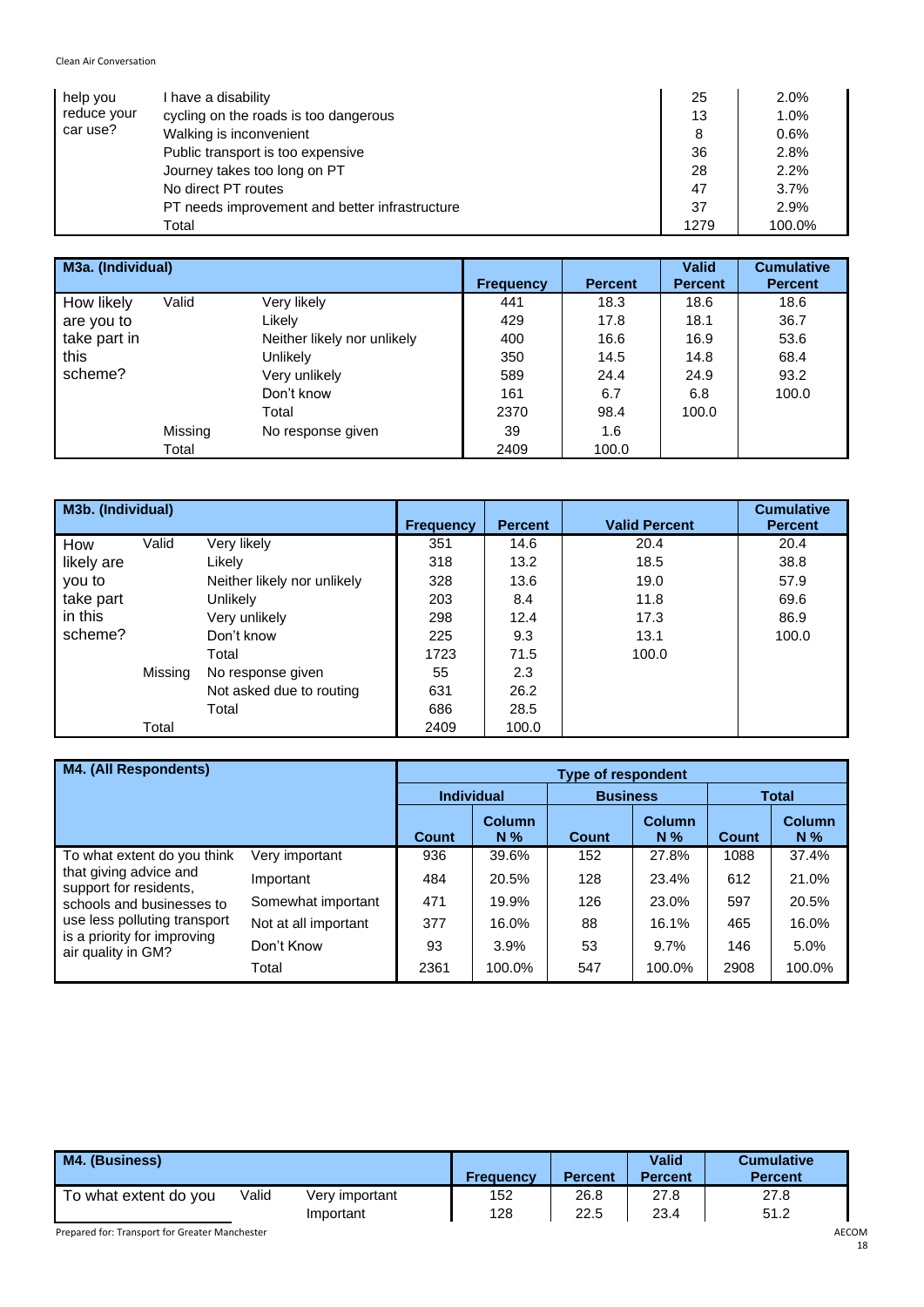| | | | |
|---|---|---|---|
| help you reduce your car use? | I have a disability | 25 | 2.0% |
| | cycling on the roads is too dangerous | 13 | 1.0% |
| | Walking is inconvenient | 8 | 0.6% |
| | Public transport is too expensive | 36 | 2.8% |
| | Journey takes too long on PT | 28 | 2.2% |
| | No direct PT routes | 47 | 3.7% |
| | PT needs improvement and better infrastructure | 37 | 2.9% |
| | Total | 1279 | 100.0% |

| M3a. (Individual) | | | Frequency | Percent | Valid Percent | Cumulative Percent |
|---|---|---|---|---|---|---|
| How likely are you to take part in this scheme? | Valid | Very likely | 441 | 18.3 | 18.6 | 18.6 |
| | | Likely | 429 | 17.8 | 18.1 | 36.7 |
| | | Neither likely nor unlikely | 400 | 16.6 | 16.9 | 53.6 |
| | | Unlikely | 350 | 14.5 | 14.8 | 68.4 |
| | | Very unlikely | 589 | 24.4 | 24.9 | 93.2 |
| | | Don't know | 161 | 6.7 | 6.8 | 100.0 |
| | | Total | 2370 | 98.4 | 100.0 | |
| | Missing | No response given | 39 | 1.6 | | |
| | Total | | 2409 | 100.0 | | |

| M3b. (Individual) | | | Frequency | Percent | Valid Percent | Cumulative Percent |
|---|---|---|---|---|---|---|
| How likely are you to take part in this scheme? | Valid | Very likely | 351 | 14.6 | 20.4 | 20.4 |
| | | Likely | 318 | 13.2 | 18.5 | 38.8 |
| | | Neither likely nor unlikely | 328 | 13.6 | 19.0 | 57.9 |
| | | Unlikely | 203 | 8.4 | 11.8 | 69.6 |
| | | Very unlikely | 298 | 12.4 | 17.3 | 86.9 |
| | | Don't know | 225 | 9.3 | 13.1 | 100.0 |
| | | Total | 1723 | 71.5 | 100.0 | |
| | Missing | No response given | 55 | 2.3 | | |
| | | Not asked due to routing | 631 | 26.2 | | |
| | | Total | 686 | 28.5 | | |
| | Total | | 2409 | 100.0 | | |

| M4. (All Respondents) | | Type of respondent | | | | | |
|---|---|---|---|---|---|---|---|
| | | Individual | | Business | | Total | |
| | | Count | Column N % | Count | Column N % | Count | Column N % |
| To what extent do you think that giving advice and support for residents, schools and businesses to use less polluting transport is a priority for improving air quality in GM? | Very important | 936 | 39.6% | 152 | 27.8% | 1088 | 37.4% |
| | Important | 484 | 20.5% | 128 | 23.4% | 612 | 21.0% |
| | Somewhat important | 471 | 19.9% | 126 | 23.0% | 597 | 20.5% |
| | Not at all important | 377 | 16.0% | 88 | 16.1% | 465 | 16.0% |
| | Don't Know | 93 | 3.9% | 53 | 9.7% | 146 | 5.0% |
| | Total | 2361 | 100.0% | 547 | 100.0% | 2908 | 100.0% |

| M4. (Business) | | | Frequency | Percent | Valid Percent | Cumulative Percent |
|---|---|---|---|---|---|---|
| To what extent do you | Valid | Very important | 152 | 26.8 | 27.8 | 27.8 |
| | | Important | 128 | 22.5 | 23.4 | 51.2 |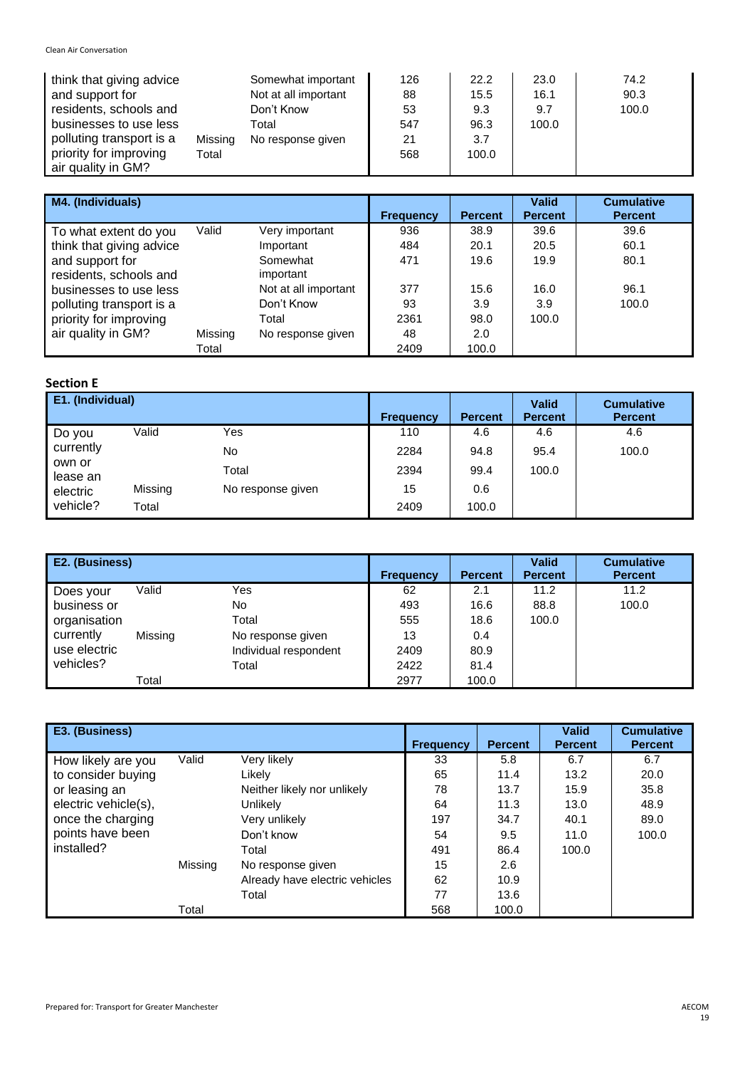| | | | Frequency | Percent | Valid Percent | Cumulative Percent |
|---|---|---|---|---|---|---|
| think that giving advice and support for residents, schools and businesses to use less polluting transport is a priority for improving air quality in GM? | | Somewhat important | 126 | 22.2 | 23.0 | 74.2 |
| | | Not at all important | 88 | 15.5 | 16.1 | 90.3 |
| | | Don't Know | 53 | 9.3 | 9.7 | 100.0 |
| | | Total | 547 | 96.3 | 100.0 | |
| | Missing | No response given | 21 | 3.7 | | |
| | Total | | 568 | 100.0 | | |

| M4. (Individuals) | | | Frequency | Percent | Valid Percent | Cumulative Percent |
|---|---|---|---|---|---|---|
| To what extent do you think that giving advice and support for residents, schools and businesses to use less polluting transport is a priority for improving air quality in GM? | Valid | Very important | 936 | 38.9 | 39.6 | 39.6 |
| | | Important | 484 | 20.1 | 20.5 | 60.1 |
| | | Somewhat important | 471 | 19.6 | 19.9 | 80.1 |
| | | Not at all important | 377 | 15.6 | 16.0 | 96.1 |
| | | Don't Know | 93 | 3.9 | 3.9 | 100.0 |
| | | Total | 2361 | 98.0 | 100.0 | |
| | Missing | No response given | 48 | 2.0 | | |
| | Total | | 2409 | 100.0 | | |

## Section E

| E1. (Individual) | | | Frequency | Percent | Valid Percent | Cumulative Percent |
|---|---|---|---|---|---|---|
| Do you currently own or lease an electric vehicle? | Valid | Yes | 110 | 4.6 | 4.6 | 4.6 |
| | | No | 2284 | 94.8 | 95.4 | 100.0 |
| | | Total | 2394 | 99.4 | 100.0 | |
| | Missing | No response given | 15 | 0.6 | | |
| | Total | | 2409 | 100.0 | | |

| E2. (Business) | | | Frequency | Percent | Valid Percent | Cumulative Percent |
|---|---|---|---|---|---|---|
| Does your business or organisation currently use electric vehicles? | Valid | Yes | 62 | 2.1 | 11.2 | 11.2 |
| | | No | 493 | 16.6 | 88.8 | 100.0 |
| | | Total | 555 | 18.6 | 100.0 | |
| | Missing | No response given | 13 | 0.4 | | |
| | | Individual respondent | 2409 | 80.9 | | |
| | | Total | 2422 | 81.4 | | |
| | Total | | 2977 | 100.0 | | |

| E3. (Business) | | | Frequency | Percent | Valid Percent | Cumulative Percent |
|---|---|---|---|---|---|---|
| How likely are you to consider buying or leasing an electric vehicle(s), once the charging points have been installed? | Valid | Very likely | 33 | 5.8 | 6.7 | 6.7 |
| | | Likely | 65 | 11.4 | 13.2 | 20.0 |
| | | Neither likely nor unlikely | 78 | 13.7 | 15.9 | 35.8 |
| | | Unlikely | 64 | 11.3 | 13.0 | 48.9 |
| | | Very unlikely | 197 | 34.7 | 40.1 | 89.0 |
| | | Don't know | 54 | 9.5 | 11.0 | 100.0 |
| | | Total | 491 | 86.4 | 100.0 | |
| | Missing | No response given | 15 | 2.6 | | |
| | | Already have electric vehicles | 62 | 10.9 | | |
| | | Total | 77 | 13.6 | | |
| | Total | | 568 | 100.0 | | |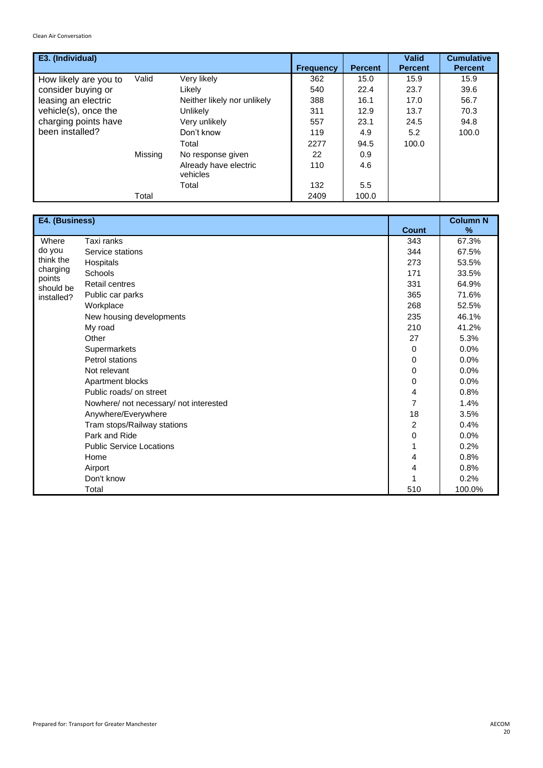| E3. (Individual) | | | Frequency | Percent | Valid Percent | Cumulative Percent |
|---|---|---|---|---|---|---|
| How likely are you to consider buying or leasing an electric vehicle(s), once the charging points have been installed? | Valid | Very likely | 362 | 15.0 | 15.9 | 15.9 |
| | | Likely | 540 | 22.4 | 23.7 | 39.6 |
| | | Neither likely nor unlikely | 388 | 16.1 | 17.0 | 56.7 |
| | | Unlikely | 311 | 12.9 | 13.7 | 70.3 |
| | | Very unlikely | 557 | 23.1 | 24.5 | 94.8 |
| | | Don't know | 119 | 4.9 | 5.2 | 100.0 |
| | | Total | 2277 | 94.5 | 100.0 | |
| | Missing | No response given | 22 | 0.9 | | |
| | | Already have electric vehicles | 110 | 4.6 | | |
| | | Total | 132 | 5.5 | | |
| | Total | | 2409 | 100.0 | | |

| E4. (Business) | | Count | Column N % |
|---|---|---|---|
| Where do you think the charging points should be installed? | Taxi ranks | 343 | 67.3% |
| | Service stations | 344 | 67.5% |
| | Hospitals | 273 | 53.5% |
| | Schools | 171 | 33.5% |
| | Retail centres | 331 | 64.9% |
| | Public car parks | 365 | 71.6% |
| | Workplace | 268 | 52.5% |
| | New housing developments | 235 | 46.1% |
| | My road | 210 | 41.2% |
| | Other | 27 | 5.3% |
| | Supermarkets | 0 | 0.0% |
| | Petrol stations | 0 | 0.0% |
| | Not relevant | 0 | 0.0% |
| | Apartment blocks | 0 | 0.0% |
| | Public roads/ on street | 4 | 0.8% |
| | Nowhere/ not necessary/ not interested | 7 | 1.4% |
| | Anywhere/Everywhere | 18 | 3.5% |
| | Tram stops/Railway stations | 2 | 0.4% |
| | Park and Ride | 0 | 0.0% |
| | Public Service Locations | 1 | 0.2% |
| | Home | 4 | 0.8% |
| | Airport | 4 | 0.8% |
| | Don't know | 1 | 0.2% |
| | Total | 510 | 100.0% |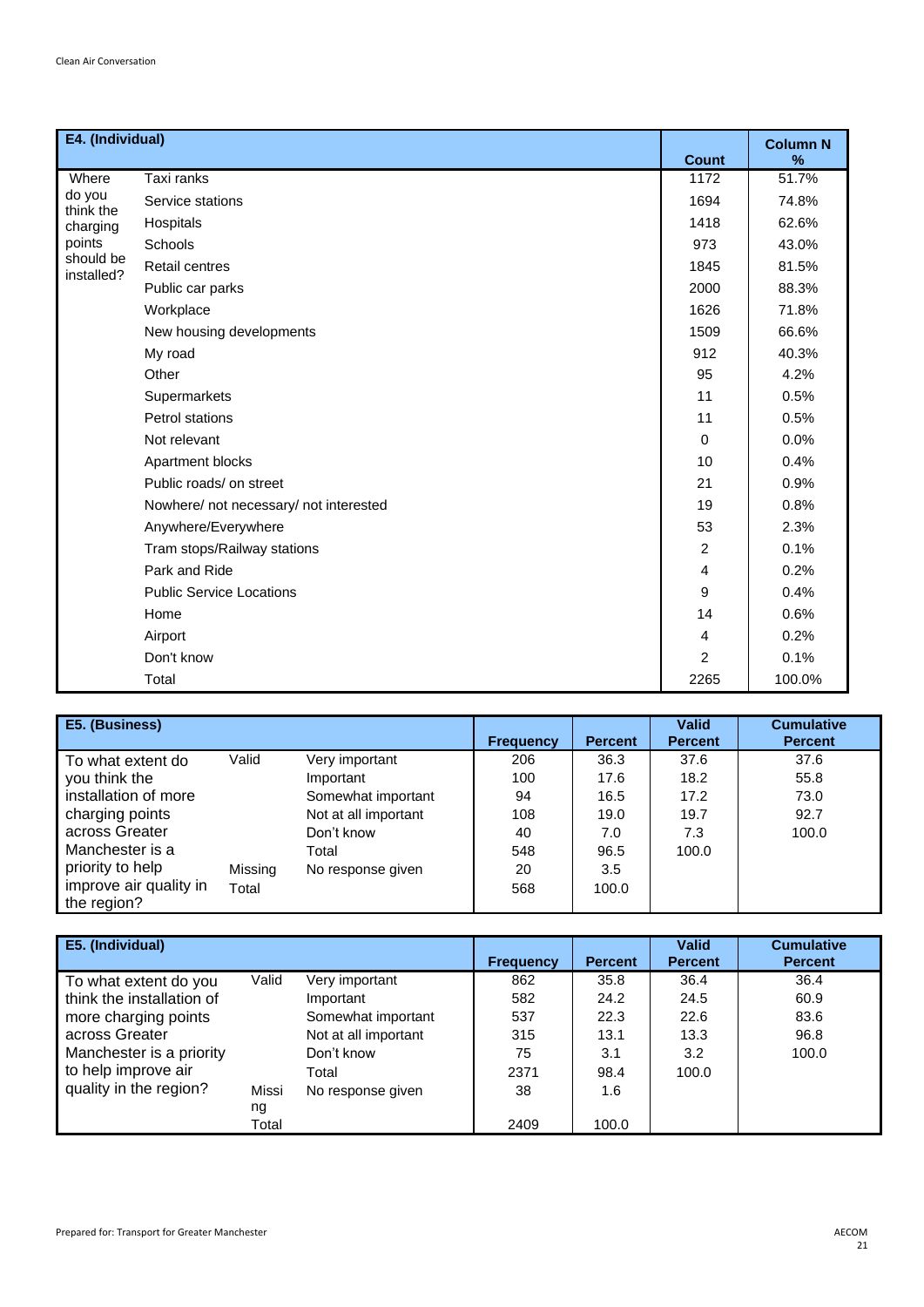| E4. (Individual) | | Count | Column N % |
|---|---|---|---|
| Where do you think the charging points should be installed? | Taxi ranks | 1172 | 51.7% |
| | Service stations | 1694 | 74.8% |
| | Hospitals | 1418 | 62.6% |
| | Schools | 973 | 43.0% |
| | Retail centres | 1845 | 81.5% |
| | Public car parks | 2000 | 88.3% |
| | Workplace | 1626 | 71.8% |
| | New housing developments | 1509 | 66.6% |
| | My road | 912 | 40.3% |
| | Other | 95 | 4.2% |
| | Supermarkets | 11 | 0.5% |
| | Petrol stations | 11 | 0.5% |
| | Not relevant | 0 | 0.0% |
| | Apartment blocks | 10 | 0.4% |
| | Public roads/ on street | 21 | 0.9% |
| | Nowhere/ not necessary/ not interested | 19 | 0.8% |
| | Anywhere/Everywhere | 53 | 2.3% |
| | Tram stops/Railway stations | 2 | 0.1% |
| | Park and Ride | 4 | 0.2% |
| | Public Service Locations | 9 | 0.4% |
| | Home | 14 | 0.6% |
| | Airport | 4 | 0.2% |
| | Don't know | 2 | 0.1% |
| | Total | 2265 | 100.0% |

| E5. (Business) | | | Frequency | Percent | Valid Percent | Cumulative Percent |
|---|---|---|---|---|---|---|
| To what extent do you think the installation of more charging points across Greater Manchester is a priority to help improve air quality in the region? | Valid | Very important | 206 | 36.3 | 37.6 | 37.6 |
| | | Important | 100 | 17.6 | 18.2 | 55.8 |
| | | Somewhat important | 94 | 16.5 | 17.2 | 73.0 |
| | | Not at all important | 108 | 19.0 | 19.7 | 92.7 |
| | | Don't know | 40 | 7.0 | 7.3 | 100.0 |
| | | Total | 548 | 96.5 | 100.0 | |
| | Missing | No response given | 20 | 3.5 | | |
| | Total | | 568 | 100.0 | | |

| E5. (Individual) | | | Frequency | Percent | Valid Percent | Cumulative Percent |
|---|---|---|---|---|---|---|
| To what extent do you think the installation of more charging points across Greater Manchester is a priority to help improve air quality in the region? | Valid | Very important | 862 | 35.8 | 36.4 | 36.4 |
| | | Important | 582 | 24.2 | 24.5 | 60.9 |
| | | Somewhat important | 537 | 22.3 | 22.6 | 83.6 |
| | | Not at all important | 315 | 13.1 | 13.3 | 96.8 |
| | | Don't know | 75 | 3.1 | 3.2 | 100.0 |
| | | Total | 2371 | 98.4 | 100.0 | |
| | Missing | No response given | 38 | 1.6 | | |
| | Total | | 2409 | 100.0 | | |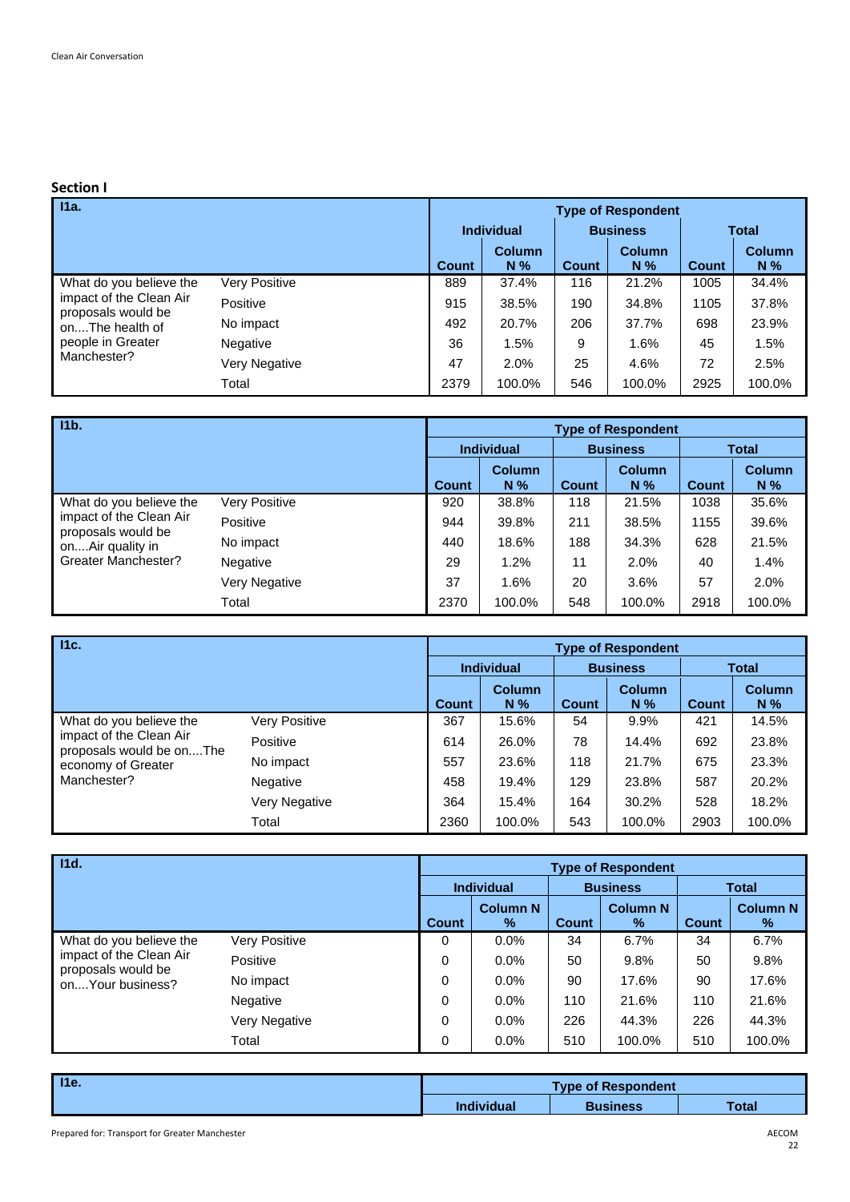## Section I

| I1a. | | Type of Respondent | | | | | |
|---|---|---|---|---|---|---|---|
| | | Individual | | Business | | Total | |
| | | Count | Column N % | Count | Column N % | Count | Column N % |
| What do you believe the impact of the Clean Air proposals would be on....The health of people in Greater Manchester? | Very Positive | 889 | 37.4% | 116 | 21.2% | 1005 | 34.4% |
| | Positive | 915 | 38.5% | 190 | 34.8% | 1105 | 37.8% |
| | No impact | 492 | 20.7% | 206 | 37.7% | 698 | 23.9% |
| | Negative | 36 | 1.5% | 9 | 1.6% | 45 | 1.5% |
| | Very Negative | 47 | 2.0% | 25 | 4.6% | 72 | 2.5% |
| | Total | 2379 | 100.0% | 546 | 100.0% | 2925 | 100.0% |

| I1b. | | Type of Respondent | | | | | |
|---|---|---|---|---|---|---|---|
| | | Individual | | Business | | Total | |
| | | Count | Column N % | Count | Column N % | Count | Column N % |
| What do you believe the impact of the Clean Air proposals would be on....Air quality in Greater Manchester? | Very Positive | 920 | 38.8% | 118 | 21.5% | 1038 | 35.6% |
| | Positive | 944 | 39.8% | 211 | 38.5% | 1155 | 39.6% |
| | No impact | 440 | 18.6% | 188 | 34.3% | 628 | 21.5% |
| | Negative | 29 | 1.2% | 11 | 2.0% | 40 | 1.4% |
| | Very Negative | 37 | 1.6% | 20 | 3.6% | 57 | 2.0% |
| | Total | 2370 | 100.0% | 548 | 100.0% | 2918 | 100.0% |

| I1c. | | Type of Respondent | | | | | |
|---|---|---|---|---|---|---|---|
| | | Individual | | Business | | Total | |
| | | Count | Column N % | Count | Column N % | Count | Column N % |
| What do you believe the impact of the Clean Air proposals would be on....The economy of Greater Manchester? | Very Positive | 367 | 15.6% | 54 | 9.9% | 421 | 14.5% |
| | Positive | 614 | 26.0% | 78 | 14.4% | 692 | 23.8% |
| | No impact | 557 | 23.6% | 118 | 21.7% | 675 | 23.3% |
| | Negative | 458 | 19.4% | 129 | 23.8% | 587 | 20.2% |
| | Very Negative | 364 | 15.4% | 164 | 30.2% | 528 | 18.2% |
| | Total | 2360 | 100.0% | 543 | 100.0% | 2903 | 100.0% |

| I1d. | | Type of Respondent | | | | | |
|---|---|---|---|---|---|---|---|
| | | Individual | | Business | | Total | |
| | | Count | Column N % | Count | Column N % | Count | Column N % |
| What do you believe the impact of the Clean Air proposals would be on....Your business? | Very Positive | 0 | 0.0% | 34 | 6.7% | 34 | 6.7% |
| | Positive | 0 | 0.0% | 50 | 9.8% | 50 | 9.8% |
| | No impact | 0 | 0.0% | 90 | 17.6% | 90 | 17.6% |
| | Negative | 0 | 0.0% | 110 | 21.6% | 110 | 21.6% |
| | Very Negative | 0 | 0.0% | 226 | 44.3% | 226 | 44.3% |
| | Total | 0 | 0.0% | 510 | 100.0% | 510 | 100.0% |

| I1e. | Type of Respondent | | |
|---|---|---|---|
| | Individual | Business | Total |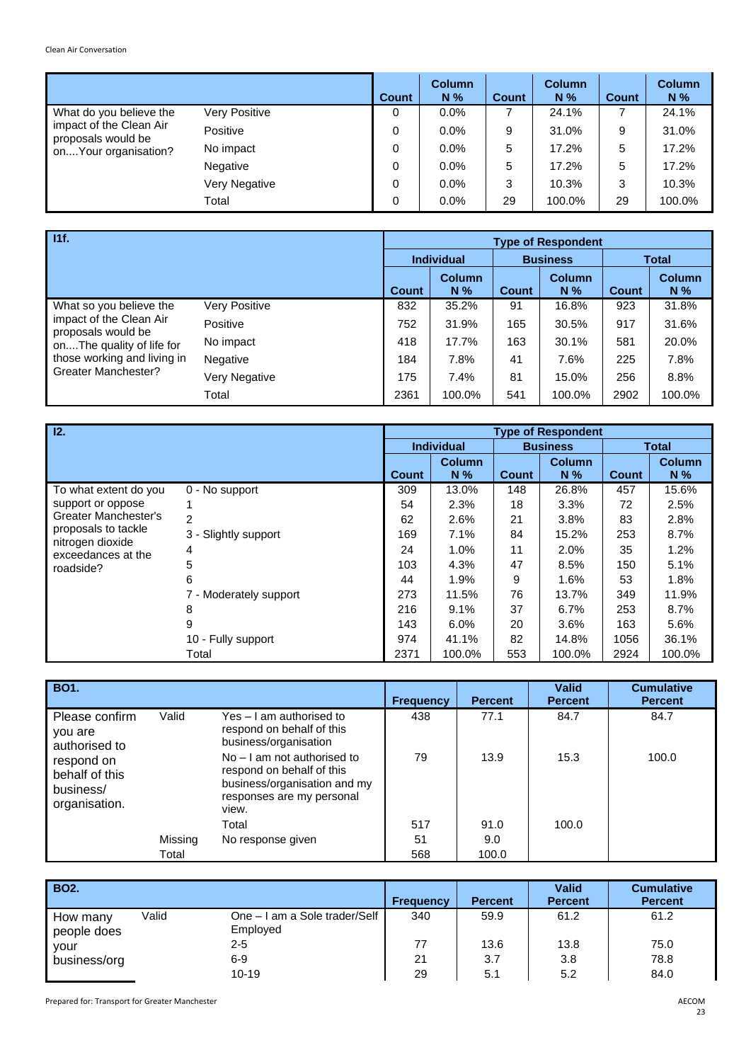| | | Count | Column N % | Count | Column N % | Count | Column N % |
|---|---|---|---|---|---|---|---|
| What do you believe the impact of the Clean Air proposals would be on....Your organisation? | Very Positive | 0 | 0.0% | 7 | 24.1% | 7 | 24.1% |
| | Positive | 0 | 0.0% | 9 | 31.0% | 9 | 31.0% |
| | No impact | 0 | 0.0% | 5 | 17.2% | 5 | 17.2% |
| | Negative | 0 | 0.0% | 5 | 17.2% | 5 | 17.2% |
| | Very Negative | 0 | 0.0% | 3 | 10.3% | 3 | 10.3% |
| | Total | 0 | 0.0% | 29 | 100.0% | 29 | 100.0% |

| I1f. | | Type of Respondent | | | | | |
|---|---|---|---|---|---|---|---|
| | | Individual | | Business | | Total | |
| | | Count | Column N % | Count | Column N % | Count | Column N % |
| What so you believe the impact of the Clean Air proposals would be on....The quality of life for those working and living in Greater Manchester? | Very Positive | 832 | 35.2% | 91 | 16.8% | 923 | 31.8% |
| | Positive | 752 | 31.9% | 165 | 30.5% | 917 | 31.6% |
| | No impact | 418 | 17.7% | 163 | 30.1% | 581 | 20.0% |
| | Negative | 184 | 7.8% | 41 | 7.6% | 225 | 7.8% |
| | Very Negative | 175 | 7.4% | 81 | 15.0% | 256 | 8.8% |
| | Total | 2361 | 100.0% | 541 | 100.0% | 2902 | 100.0% |

| I2. | | Type of Respondent | | | | | |
|---|---|---|---|---|---|---|---|
| | | Individual | | Business | | Total | |
| | | Count | Column N % | Count | Column N % | Count | Column N % |
| To what extent do you support or oppose Greater Manchester's proposals to tackle nitrogen dioxide exceedances at the roadside? | 0 - No support | 309 | 13.0% | 148 | 26.8% | 457 | 15.6% |
| | 1 | 54 | 2.3% | 18 | 3.3% | 72 | 2.5% |
| | 2 | 62 | 2.6% | 21 | 3.8% | 83 | 2.8% |
| | 3 - Slightly support | 169 | 7.1% | 84 | 15.2% | 253 | 8.7% |
| | 4 | 24 | 1.0% | 11 | 2.0% | 35 | 1.2% |
| | 5 | 103 | 4.3% | 47 | 8.5% | 150 | 5.1% |
| | 6 | 44 | 1.9% | 9 | 1.6% | 53 | 1.8% |
| | 7 - Moderately support | 273 | 11.5% | 76 | 13.7% | 349 | 11.9% |
| | 8 | 216 | 9.1% | 37 | 6.7% | 253 | 8.7% |
| | 9 | 143 | 6.0% | 20 | 3.6% | 163 | 5.6% |
| | 10 - Fully support | 974 | 41.1% | 82 | 14.8% | 1056 | 36.1% |
| | Total | 2371 | 100.0% | 553 | 100.0% | 2924 | 100.0% |

| BO1. | | | Frequency | Percent | Valid Percent | Cumulative Percent |
|---|---|---|---|---|---|---|
| Please confirm you are authorised to respond on behalf of this business/ organisation. | Valid | Yes – I am authorised to respond on behalf of this business/organisation | 438 | 77.1 | 84.7 | 84.7 |
| | | No – I am not authorised to respond on behalf of this business/organisation and my responses are my personal view. | 79 | 13.9 | 15.3 | 100.0 |
| | | Total | 517 | 91.0 | 100.0 | |
| | Missing | No response given | 51 | 9.0 | | |
| | Total | | 568 | 100.0 | | |

| BO2. | | | Frequency | Percent | Valid Percent | Cumulative Percent |
|---|---|---|---|---|---|---|
| How many people does your business/org | Valid | One – I am a Sole trader/Self Employed | 340 | 59.9 | 61.2 | 61.2 |
| | | 2-5 | 77 | 13.6 | 13.8 | 75.0 |
| | | 6-9 | 21 | 3.7 | 3.8 | 78.8 |
| | | 10-19 | 29 | 5.1 | 5.2 | 84.0 |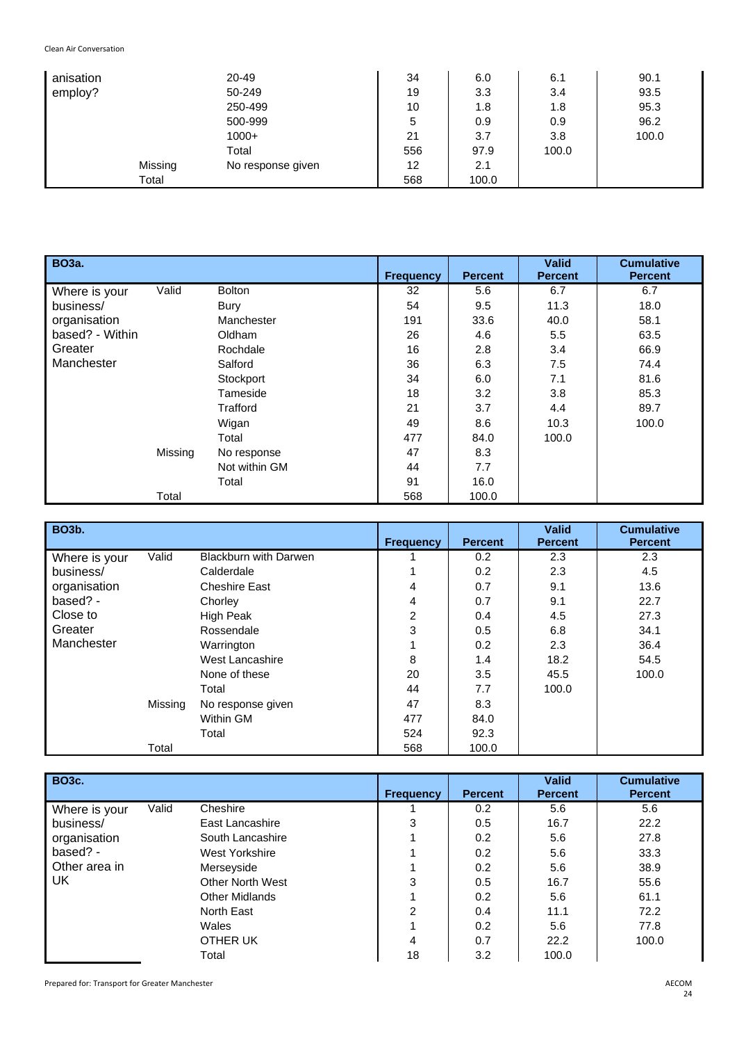| | | | Frequency | Percent | Valid Percent | Cumulative Percent |
|---|---|---|---|---|---|---|
| anisation employ? | | 20-49 | 34 | 6.0 | 6.1 | 90.1 |
| | | 50-249 | 19 | 3.3 | 3.4 | 93.5 |
| | | 250-499 | 10 | 1.8 | 1.8 | 95.3 |
| | | 500-999 | 5 | 0.9 | 0.9 | 96.2 |
| | | 1000+ | 21 | 3.7 | 3.8 | 100.0 |
| | | Total | 556 | 97.9 | 100.0 | |
| | Missing | No response given | 12 | 2.1 | | |
| | Total | | 568 | 100.0 | | |

| BO3a. | | | Frequency | Percent | Valid Percent | Cumulative Percent |
|---|---|---|---|---|---|---|
| Where is your business/ organisation based? - Within Greater Manchester | Valid | Bolton | 32 | 5.6 | 6.7 | 6.7 |
| | | Bury | 54 | 9.5 | 11.3 | 18.0 |
| | | Manchester | 191 | 33.6 | 40.0 | 58.1 |
| | | Oldham | 26 | 4.6 | 5.5 | 63.5 |
| | | Rochdale | 16 | 2.8 | 3.4 | 66.9 |
| | | Salford | 36 | 6.3 | 7.5 | 74.4 |
| | | Stockport | 34 | 6.0 | 7.1 | 81.6 |
| | | Tameside | 18 | 3.2 | 3.8 | 85.3 |
| | | Trafford | 21 | 3.7 | 4.4 | 89.7 |
| | | Wigan | 49 | 8.6 | 10.3 | 100.0 |
| | | Total | 477 | 84.0 | 100.0 | |
| | Missing | No response | 47 | 8.3 | | |
| | | Not within GM | 44 | 7.7 | | |
| | | Total | 91 | 16.0 | | |
| | Total | | 568 | 100.0 | | |

| BO3b. | | | Frequency | Percent | Valid Percent | Cumulative Percent |
|---|---|---|---|---|---|---|
| Where is your business/ organisation based? - Close to Greater Manchester | Valid | Blackburn with Darwen | 1 | 0.2 | 2.3 | 2.3 |
| | | Calderdale | 1 | 0.2 | 2.3 | 4.5 |
| | | Cheshire East | 4 | 0.7 | 9.1 | 13.6 |
| | | Chorley | 4 | 0.7 | 9.1 | 22.7 |
| | | High Peak | 2 | 0.4 | 4.5 | 27.3 |
| | | Rossendale | 3 | 0.5 | 6.8 | 34.1 |
| | | Warrington | 1 | 0.2 | 2.3 | 36.4 |
| | | West Lancashire | 8 | 1.4 | 18.2 | 54.5 |
| | | None of these | 20 | 3.5 | 45.5 | 100.0 |
| | | Total | 44 | 7.7 | 100.0 | |
| | Missing | No response given | 47 | 8.3 | | |
| | | Within GM | 477 | 84.0 | | |
| | | Total | 524 | 92.3 | | |
| | Total | | 568 | 100.0 | | |

| BO3c. | | | Frequency | Percent | Valid Percent | Cumulative Percent |
|---|---|---|---|---|---|---|
| Where is your business/ organisation based? - Other area in UK | Valid | Cheshire | 1 | 0.2 | 5.6 | 5.6 |
| | | East Lancashire | 3 | 0.5 | 16.7 | 22.2 |
| | | South Lancashire | 1 | 0.2 | 5.6 | 27.8 |
| | | West Yorkshire | 1 | 0.2 | 5.6 | 33.3 |
| | | Merseyside | 1 | 0.2 | 5.6 | 38.9 |
| | | Other North West | 3 | 0.5 | 16.7 | 55.6 |
| | | Other Midlands | 1 | 0.2 | 5.6 | 61.1 |
| | | North East | 2 | 0.4 | 11.1 | 72.2 |
| | | Wales | 1 | 0.2 | 5.6 | 77.8 |
| | | OTHER UK | 4 | 0.7 | 22.2 | 100.0 |
| | | Total | 18 | 3.2 | 100.0 | |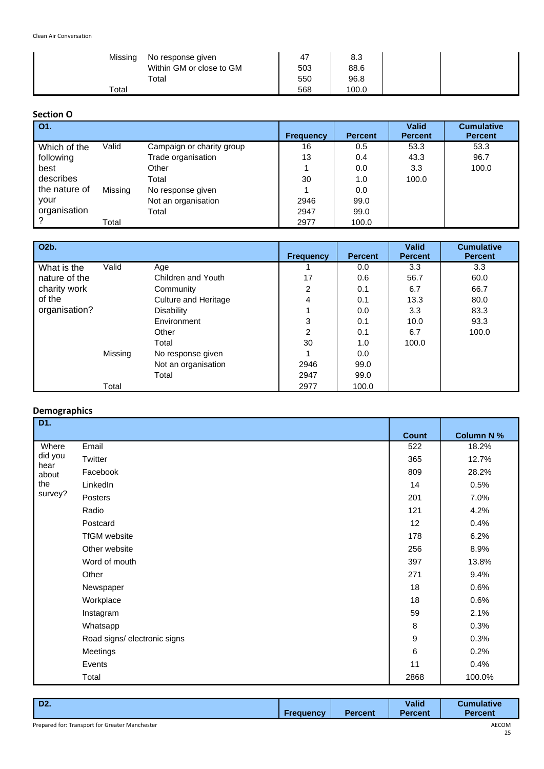| | | | | | | |
|---|---|---|---|---|---|---|
| | Missing | No response given | 47 | 8.3 | | |
| | | Within GM or close to GM | 503 | 88.6 | | |
| | | Total | 550 | 96.8 | | |
| | Total | | 568 | 100.0 | | |

## Section O

| O1. | | | Frequency | Percent | Valid Percent | Cumulative Percent |
|---|---|---|---|---|---|---|
| Which of the following best describes the nature of your organisation? | Valid | Campaign or charity group | 16 | 0.5 | 53.3 | 53.3 |
| | | Trade organisation | 13 | 0.4 | 43.3 | 96.7 |
| | | Other | 1 | 0.0 | 3.3 | 100.0 |
| | | Total | 30 | 1.0 | 100.0 | |
| | Missing | No response given | 1 | 0.0 | | |
| | | Not an organisation | 2946 | 99.0 | | |
| | | Total | 2947 | 99.0 | | |
| | Total | | 2977 | 100.0 | | |

| O2b. | | | Frequency | Percent | Valid Percent | Cumulative Percent |
|---|---|---|---|---|---|---|
| What is the nature of the charity work of the organisation? | Valid | Age | 1 | 0.0 | 3.3 | 3.3 |
| | | Children and Youth | 17 | 0.6 | 56.7 | 60.0 |
| | | Community | 2 | 0.1 | 6.7 | 66.7 |
| | | Culture and Heritage | 4 | 0.1 | 13.3 | 80.0 |
| | | Disability | 1 | 0.0 | 3.3 | 83.3 |
| | | Environment | 3 | 0.1 | 10.0 | 93.3 |
| | | Other | 2 | 0.1 | 6.7 | 100.0 |
| | | Total | 30 | 1.0 | 100.0 | |
| | Missing | No response given | 1 | 0.0 | | |
| | | Not an organisation | 2946 | 99.0 | | |
| | | Total | 2947 | 99.0 | | |
| | Total | | 2977 | 100.0 | | |

## Demographics

| D1. | | Count | Column N % |
|---|---|---|---|
| Where did you hear about the survey? | Email | 522 | 18.2% |
| | Twitter | 365 | 12.7% |
| | Facebook | 809 | 28.2% |
| | LinkedIn | 14 | 0.5% |
| | Posters | 201 | 7.0% |
| | Radio | 121 | 4.2% |
| | Postcard | 12 | 0.4% |
| | TfGM website | 178 | 6.2% |
| | Other website | 256 | 8.9% |
| | Word of mouth | 397 | 13.8% |
| | Other | 271 | 9.4% |
| | Newspaper | 18 | 0.6% |
| | Workplace | 18 | 0.6% |
| | Instagram | 59 | 2.1% |
| | Whatsapp | 8 | 0.3% |
| | Road signs/ electronic signs | 9 | 0.3% |
| | Meetings | 6 | 0.2% |
| | Events | 11 | 0.4% |
| | Total | 2868 | 100.0% |

| D2. | Frequency | Percent | Valid Percent | Cumulative Percent |
|---|---|---|---|---|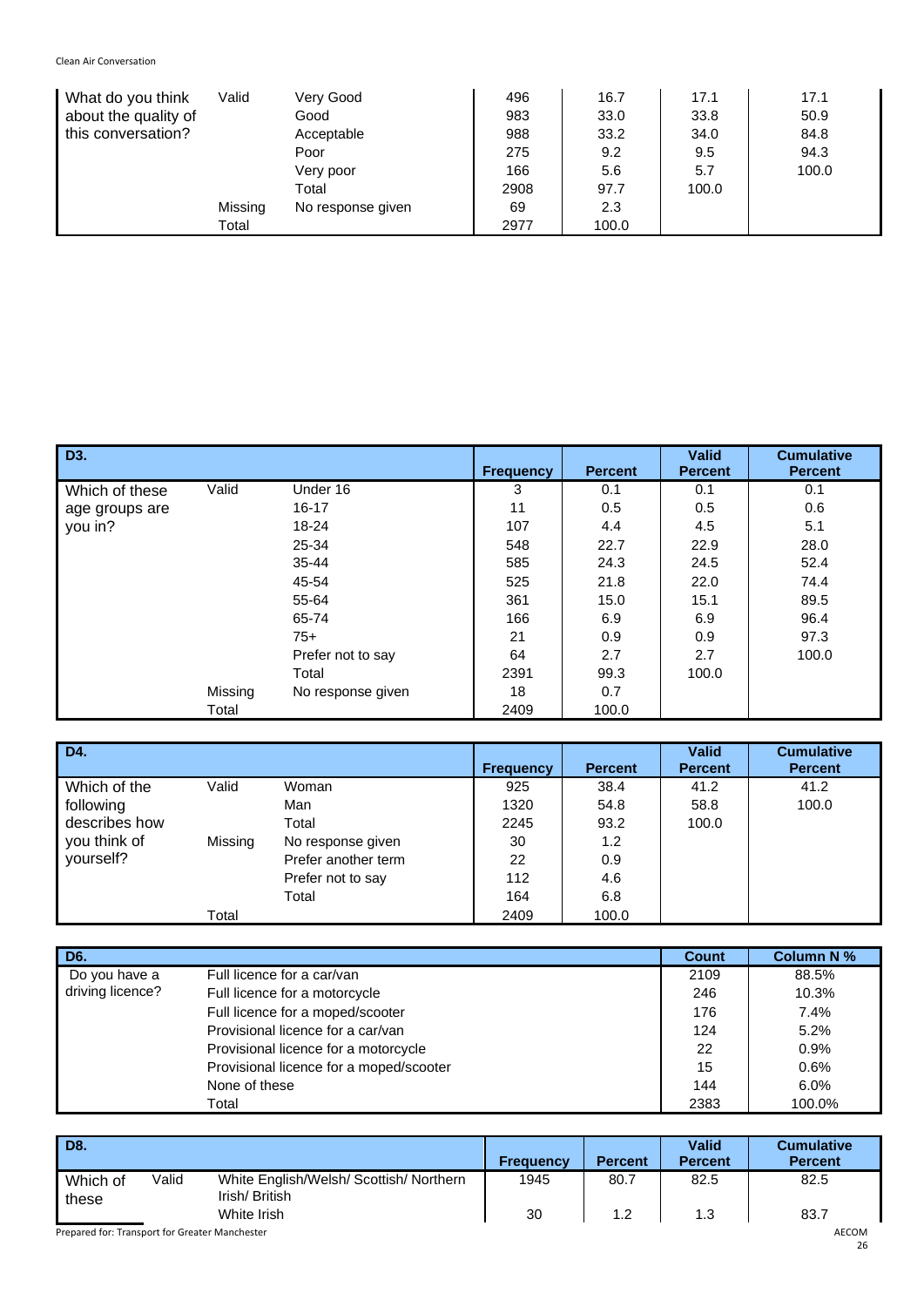| What do you think about the quality of this conversation? | | | Frequency | Percent | Valid Percent | Cumulative Percent |
|---|---|---|---|---|---|---|
| | Valid | Very Good | 496 | 16.7 | 17.1 | 17.1 |
| | | Good | 983 | 33.0 | 33.8 | 50.9 |
| | | Acceptable | 988 | 33.2 | 34.0 | 84.8 |
| | | Poor | 275 | 9.2 | 9.5 | 94.3 |
| | | Very poor | 166 | 5.6 | 5.7 | 100.0 |
| | | Total | 2908 | 97.7 | 100.0 | |
| | Missing | No response given | 69 | 2.3 | | |
| | Total | | 2977 | 100.0 | | |

| D3. | | | Frequency | Percent | Valid Percent | Cumulative Percent |
|---|---|---|---|---|---|---|
| Which of these age groups are you in? | Valid | Under 16 | 3 | 0.1 | 0.1 | 0.1 |
| | | 16-17 | 11 | 0.5 | 0.5 | 0.6 |
| | | 18-24 | 107 | 4.4 | 4.5 | 5.1 |
| | | 25-34 | 548 | 22.7 | 22.9 | 28.0 |
| | | 35-44 | 585 | 24.3 | 24.5 | 52.4 |
| | | 45-54 | 525 | 21.8 | 22.0 | 74.4 |
| | | 55-64 | 361 | 15.0 | 15.1 | 89.5 |
| | | 65-74 | 166 | 6.9 | 6.9 | 96.4 |
| | | 75+ | 21 | 0.9 | 0.9 | 97.3 |
| | | Prefer not to say | 64 | 2.7 | 2.7 | 100.0 |
| | | Total | 2391 | 99.3 | 100.0 | |
| | Missing | No response given | 18 | 0.7 | | |
| | Total | | 2409 | 100.0 | | |

| D4. | | | Frequency | Percent | Valid Percent | Cumulative Percent |
|---|---|---|---|---|---|---|
| Which of the following describes how you think of yourself? | Valid | Woman | 925 | 38.4 | 41.2 | 41.2 |
| | | Man | 1320 | 54.8 | 58.8 | 100.0 |
| | | Total | 2245 | 93.2 | 100.0 | |
| | Missing | No response given | 30 | 1.2 | | |
| | | Prefer another term | 22 | 0.9 | | |
| | | Prefer not to say | 112 | 4.6 | | |
| | | Total | 164 | 6.8 | | |
| | Total | | 2409 | 100.0 | | |

| D6. | | Count | Column N % |
|---|---|---|---|
| Do you have a driving licence? | Full licence for a car/van | 2109 | 88.5% |
| | Full licence for a motorcycle | 246 | 10.3% |
| | Full licence for a moped/scooter | 176 | 7.4% |
| | Provisional licence for a car/van | 124 | 5.2% |
| | Provisional licence for a motorcycle | 22 | 0.9% |
| | Provisional licence for a moped/scooter | 15 | 0.6% |
| | None of these | 144 | 6.0% |
| | Total | 2383 | 100.0% |

| D8. | | | Frequency | Percent | Valid Percent | Cumulative Percent |
|---|---|---|---|---|---|---|
| Which of these | Valid | White English/Welsh/ Scottish/ Northern Irish/ British | 1945 | 80.7 | 82.5 | 82.5 |
| | | White Irish | 30 | 1.2 | 1.3 | 83.7 |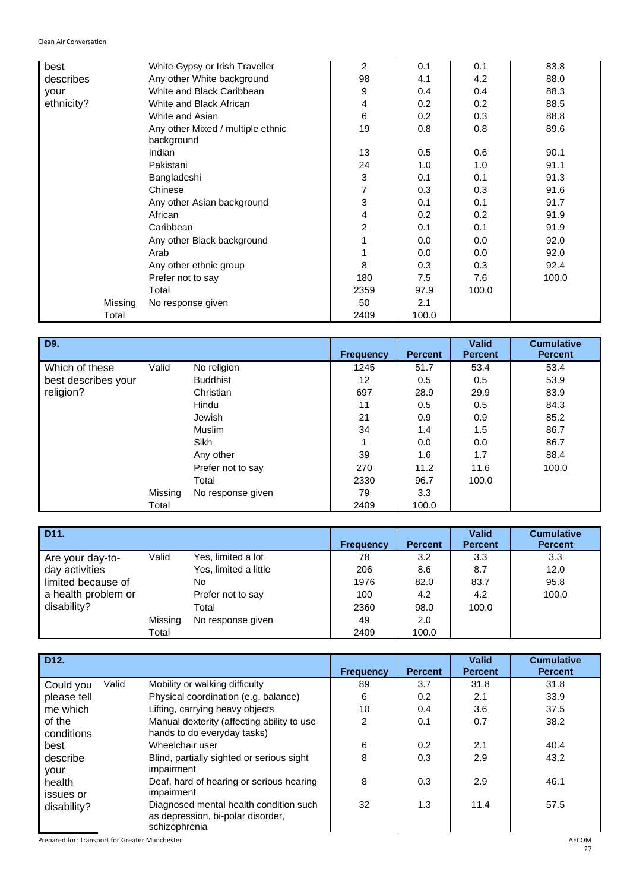| | | | Frequency | Percent | Valid Percent | Cumulative Percent |
|---|---|---|---|---|---|---|
| best describes your ethnicity? | | White Gypsy or Irish Traveller | 2 | 0.1 | 0.1 | 83.8 |
| | | Any other White background | 98 | 4.1 | 4.2 | 88.0 |
| | | White and Black Caribbean | 9 | 0.4 | 0.4 | 88.3 |
| | | White and Black African | 4 | 0.2 | 0.2 | 88.5 |
| | | White and Asian | 6 | 0.2 | 0.3 | 88.8 |
| | | Any other Mixed / multiple ethnic background | 19 | 0.8 | 0.8 | 89.6 |
| | | Indian | 13 | 0.5 | 0.6 | 90.1 |
| | | Pakistani | 24 | 1.0 | 1.0 | 91.1 |
| | | Bangladeshi | 3 | 0.1 | 0.1 | 91.3 |
| | | Chinese | 7 | 0.3 | 0.3 | 91.6 |
| | | Any other Asian background | 3 | 0.1 | 0.1 | 91.7 |
| | | African | 4 | 0.2 | 0.2 | 91.9 |
| | | Caribbean | 2 | 0.1 | 0.1 | 91.9 |
| | | Any other Black background | 1 | 0.0 | 0.0 | 92.0 |
| | | Arab | 1 | 0.0 | 0.0 | 92.0 |
| | | Any other ethnic group | 8 | 0.3 | 0.3 | 92.4 |
| | | Prefer not to say | 180 | 7.5 | 7.6 | 100.0 |
| | | Total | 2359 | 97.9 | 100.0 | |
| | Missing | No response given | 50 | 2.1 | | |
| | Total | | 2409 | 100.0 | | |

| D9. | | | Frequency | Percent | Valid Percent | Cumulative Percent |
|---|---|---|---|---|---|---|
| Which of these best describes your religion? | Valid | No religion | 1245 | 51.7 | 53.4 | 53.4 |
| | | Buddhist | 12 | 0.5 | 0.5 | 53.9 |
| | | Christian | 697 | 28.9 | 29.9 | 83.9 |
| | | Hindu | 11 | 0.5 | 0.5 | 84.3 |
| | | Jewish | 21 | 0.9 | 0.9 | 85.2 |
| | | Muslim | 34 | 1.4 | 1.5 | 86.7 |
| | | Sikh | 1 | 0.0 | 0.0 | 86.7 |
| | | Any other | 39 | 1.6 | 1.7 | 88.4 |
| | | Prefer not to say | 270 | 11.2 | 11.6 | 100.0 |
| | | Total | 2330 | 96.7 | 100.0 | |
| | Missing | No response given | 79 | 3.3 | | |
| | Total | | 2409 | 100.0 | | |

| D11. | | | Frequency | Percent | Valid Percent | Cumulative Percent |
|---|---|---|---|---|---|---|
| Are your day-to-day activities limited because of a health problem or disability? | Valid | Yes, limited a lot | 78 | 3.2 | 3.3 | 3.3 |
| | | Yes, limited a little | 206 | 8.6 | 8.7 | 12.0 |
| | | No | 1976 | 82.0 | 83.7 | 95.8 |
| | | Prefer not to say | 100 | 4.2 | 4.2 | 100.0 |
| | | Total | 2360 | 98.0 | 100.0 | |
| | Missing | No response given | 49 | 2.0 | | |
| | Total | | 2409 | 100.0 | | |

| D12. | | | Frequency | Percent | Valid Percent | Cumulative Percent |
|---|---|---|---|---|---|---|
| Could you please tell me which of the conditions best describe your health issues or disability? | Valid | Mobility or walking difficulty | 89 | 3.7 | 31.8 | 31.8 |
| | | Physical coordination (e.g. balance) | 6 | 0.2 | 2.1 | 33.9 |
| | | Lifting, carrying heavy objects | 10 | 0.4 | 3.6 | 37.5 |
| | | Manual dexterity (affecting ability to use hands to do everyday tasks) | 2 | 0.1 | 0.7 | 38.2 |
| | | Wheelchair user | 6 | 0.2 | 2.1 | 40.4 |
| | | Blind, partially sighted or serious sight impairment | 8 | 0.3 | 2.9 | 43.2 |
| | | Deaf, hard of hearing or serious hearing impairment | 8 | 0.3 | 2.9 | 46.1 |
| | | Diagnosed mental health condition such as depression, bi-polar disorder, schizophrenia | 32 | 1.3 | 11.4 | 57.5 |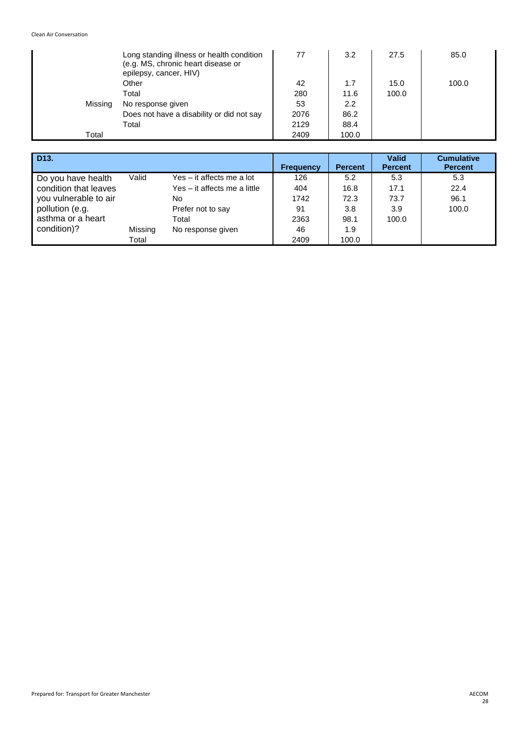| | | | | | |
|---|---|---|---|---|---|
| | Long standing illness or health condition (e.g. MS, chronic heart disease or epilepsy, cancer, HIV) | 77 | 3.2 | 27.5 | 85.0 |
| | Other | 42 | 1.7 | 15.0 | 100.0 |
| | Total | 280 | 11.6 | 100.0 | |
| Missing | No response given | 53 | 2.2 | | |
| | Does not have a disability or did not say | 2076 | 86.2 | | |
| | Total | 2129 | 88.4 | | |
| Total | | 2409 | 100.0 | | |

| D13. | | | Frequency | Percent | Valid Percent | Cumulative Percent |
|---|---|---|---|---|---|---|
| Do you have health condition that leaves you vulnerable to air pollution (e.g. asthma or a heart condition)? | Valid | Yes – it affects me a lot | 126 | 5.2 | 5.3 | 5.3 |
| | | Yes – it affects me a little | 404 | 16.8 | 17.1 | 22.4 |
| | | No | 1742 | 72.3 | 73.7 | 96.1 |
| | | Prefer not to say | 91 | 3.8 | 3.9 | 100.0 |
| | | Total | 2363 | 98.1 | 100.0 | |
| | Missing | No response given | 46 | 1.9 | | |
| | Total | | 2409 | 100.0 | | |